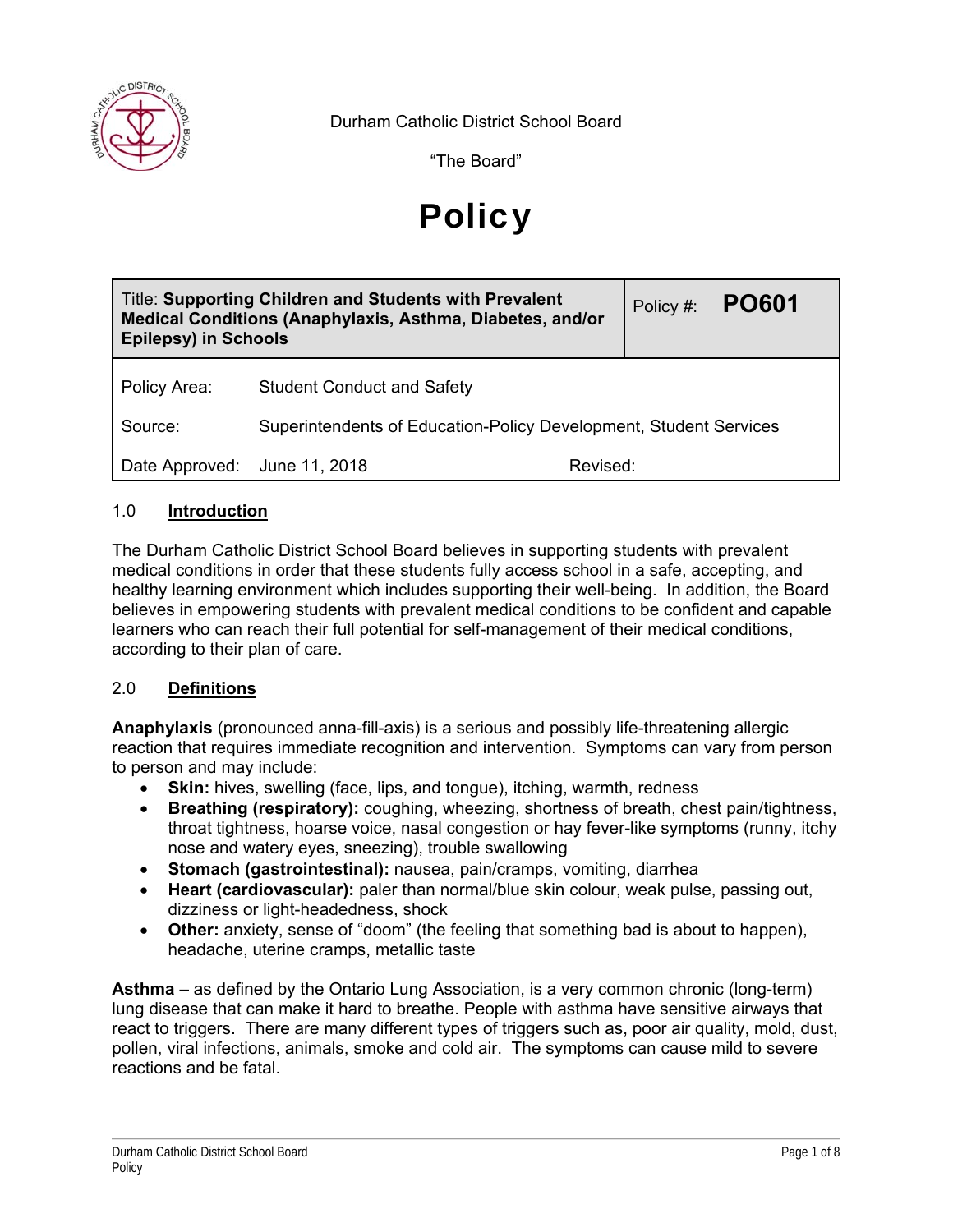Durham Catholic District School Board

"The Board"

# Policy

| Title: **Supporting Children and Students with Prevalent Medical Conditions (Anaphylaxis, Asthma, Diabetes, and/or Epilepsy) in Schools** | Policy #: **PO601** |
|---|---|
| Policy Area: Student Conduct and Safety | |
| Source: Superintendents of Education-Policy Development, Student Services | |
| Date Approved: June 11, 2018 | Revised: |

## 1.0 Introduction

The Durham Catholic District School Board believes in supporting students with prevalent medical conditions in order that these students fully access school in a safe, accepting, and healthy learning environment which includes supporting their well-being. In addition, the Board believes in empowering students with prevalent medical conditions to be confident and capable learners who can reach their full potential for self-management of their medical conditions, according to their plan of care.

## 2.0 Definitions

**Anaphylaxis** (pronounced anna-fill-axis) is a serious and possibly life-threatening allergic reaction that requires immediate recognition and intervention. Symptoms can vary from person to person and may include:

- **Skin:** hives, swelling (face, lips, and tongue), itching, warmth, redness
- **Breathing (respiratory):** coughing, wheezing, shortness of breath, chest pain/tightness, throat tightness, hoarse voice, nasal congestion or hay fever-like symptoms (runny, itchy nose and watery eyes, sneezing), trouble swallowing
- **Stomach (gastrointestinal):** nausea, pain/cramps, vomiting, diarrhea
- **Heart (cardiovascular):** paler than normal/blue skin colour, weak pulse, passing out, dizziness or light-headedness, shock
- **Other:** anxiety, sense of "doom" (the feeling that something bad is about to happen), headache, uterine cramps, metallic taste

**Asthma** – as defined by the Ontario Lung Association, is a very common chronic (long-term) lung disease that can make it hard to breathe. People with asthma have sensitive airways that react to triggers. There are many different types of triggers such as, poor air quality, mold, dust, pollen, viral infections, animals, smoke and cold air. The symptoms can cause mild to severe reactions and be fatal.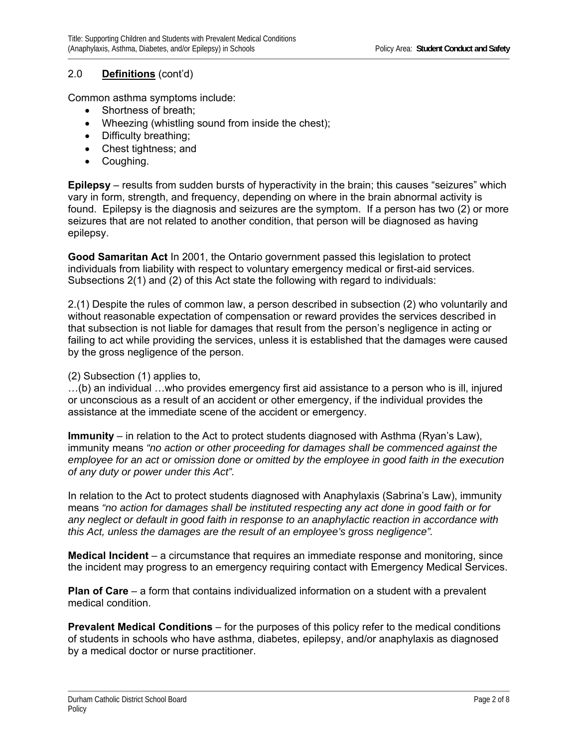## 2.0 **Definitions** (cont'd)

Common asthma symptoms include:

- Shortness of breath;
- Wheezing (whistling sound from inside the chest);
- Difficulty breathing;
- Chest tightness; and
- Coughing.

**Epilepsy** – results from sudden bursts of hyperactivity in the brain; this causes "seizures" which vary in form, strength, and frequency, depending on where in the brain abnormal activity is found. Epilepsy is the diagnosis and seizures are the symptom. If a person has two (2) or more seizures that are not related to another condition, that person will be diagnosed as having epilepsy.

**Good Samaritan Act** In 2001, the Ontario government passed this legislation to protect individuals from liability with respect to voluntary emergency medical or first-aid services. Subsections 2(1) and (2) of this Act state the following with regard to individuals:

2.(1) Despite the rules of common law, a person described in subsection (2) who voluntarily and without reasonable expectation of compensation or reward provides the services described in that subsection is not liable for damages that result from the person's negligence in acting or failing to act while providing the services, unless it is established that the damages were caused by the gross negligence of the person.

(2) Subsection (1) applies to,
…(b) an individual …who provides emergency first aid assistance to a person who is ill, injured or unconscious as a result of an accident or other emergency, if the individual provides the assistance at the immediate scene of the accident or emergency.

**Immunity** – in relation to the Act to protect students diagnosed with Asthma (Ryan's Law), immunity means *"no action or other proceeding for damages shall be commenced against the employee for an act or omission done or omitted by the employee in good faith in the execution of any duty or power under this Act".*

In relation to the Act to protect students diagnosed with Anaphylaxis (Sabrina's Law), immunity means *"no action for damages shall be instituted respecting any act done in good faith or for any neglect or default in good faith in response to an anaphylactic reaction in accordance with this Act, unless the damages are the result of an employee's gross negligence".*

**Medical Incident** – a circumstance that requires an immediate response and monitoring, since the incident may progress to an emergency requiring contact with Emergency Medical Services.

**Plan of Care** – a form that contains individualized information on a student with a prevalent medical condition.

**Prevalent Medical Conditions** – for the purposes of this policy refer to the medical conditions of students in schools who have asthma, diabetes, epilepsy, and/or anaphylaxis as diagnosed by a medical doctor or nurse practitioner.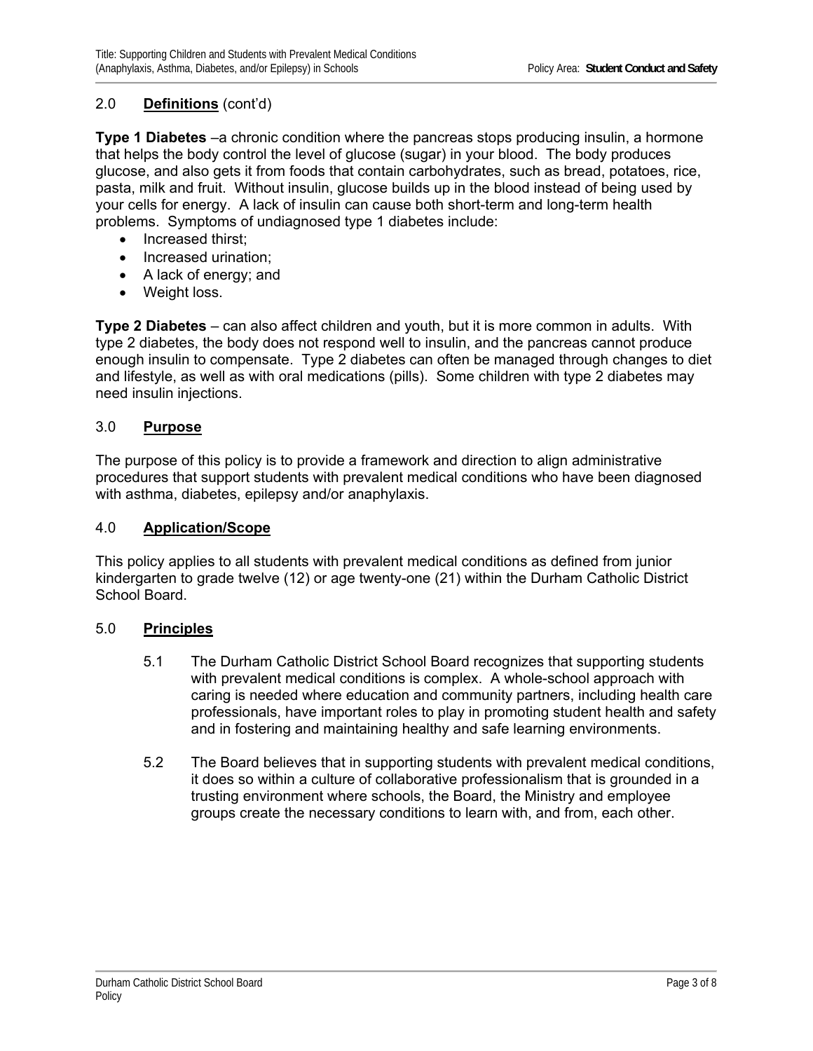## 2.0 **Definitions** (cont'd)

**Type 1 Diabetes** –a chronic condition where the pancreas stops producing insulin, a hormone that helps the body control the level of glucose (sugar) in your blood. The body produces glucose, and also gets it from foods that contain carbohydrates, such as bread, potatoes, rice, pasta, milk and fruit. Without insulin, glucose builds up in the blood instead of being used by your cells for energy. A lack of insulin can cause both short-term and long-term health problems. Symptoms of undiagnosed type 1 diabetes include:

- Increased thirst;
- Increased urination;
- A lack of energy; and
- Weight loss.

**Type 2 Diabetes** – can also affect children and youth, but it is more common in adults. With type 2 diabetes, the body does not respond well to insulin, and the pancreas cannot produce enough insulin to compensate. Type 2 diabetes can often be managed through changes to diet and lifestyle, as well as with oral medications (pills). Some children with type 2 diabetes may need insulin injections.

## 3.0 **Purpose**

The purpose of this policy is to provide a framework and direction to align administrative procedures that support students with prevalent medical conditions who have been diagnosed with asthma, diabetes, epilepsy and/or anaphylaxis.

## 4.0 **Application/Scope**

This policy applies to all students with prevalent medical conditions as defined from junior kindergarten to grade twelve (12) or age twenty-one (21) within the Durham Catholic District School Board.

## 5.0 **Principles**

5.1 The Durham Catholic District School Board recognizes that supporting students with prevalent medical conditions is complex. A whole-school approach with caring is needed where education and community partners, including health care professionals, have important roles to play in promoting student health and safety and in fostering and maintaining healthy and safe learning environments.

5.2 The Board believes that in supporting students with prevalent medical conditions, it does so within a culture of collaborative professionalism that is grounded in a trusting environment where schools, the Board, the Ministry and employee groups create the necessary conditions to learn with, and from, each other.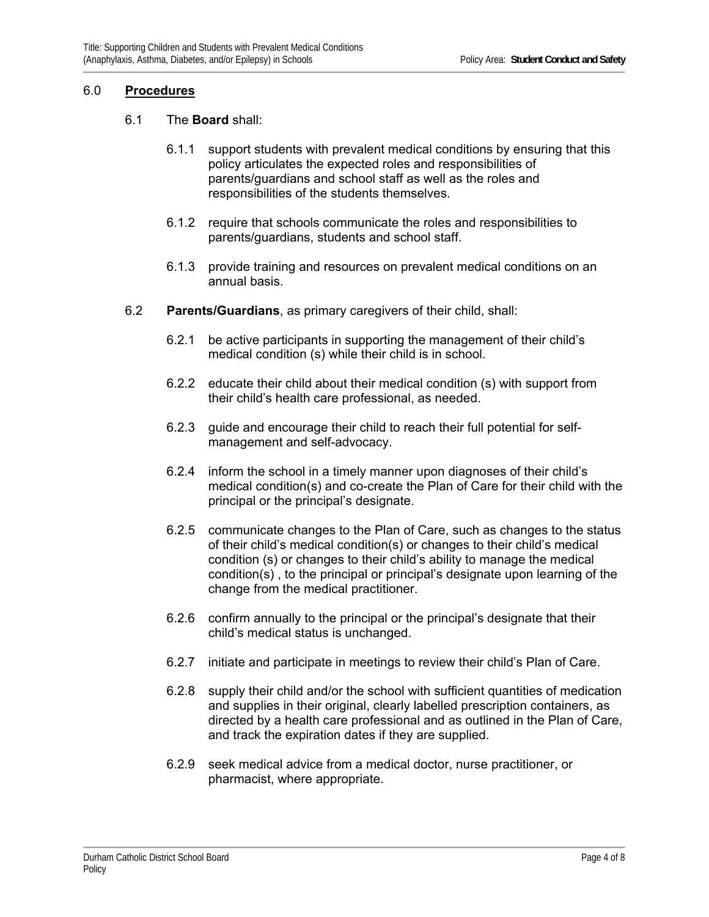## 6.0 **Procedures**

6.1 The **Board** shall:

6.1.1 support students with prevalent medical conditions by ensuring that this policy articulates the expected roles and responsibilities of parents/guardians and school staff as well as the roles and responsibilities of the students themselves.

6.1.2 require that schools communicate the roles and responsibilities to parents/guardians, students and school staff.

6.1.3 provide training and resources on prevalent medical conditions on an annual basis.

6.2 **Parents/Guardians**, as primary caregivers of their child, shall:

6.2.1 be active participants in supporting the management of their child's medical condition (s) while their child is in school.

6.2.2 educate their child about their medical condition (s) with support from their child's health care professional, as needed.

6.2.3 guide and encourage their child to reach their full potential for self-management and self-advocacy.

6.2.4 inform the school in a timely manner upon diagnoses of their child's medical condition(s) and co-create the Plan of Care for their child with the principal or the principal's designate.

6.2.5 communicate changes to the Plan of Care, such as changes to the status of their child's medical condition(s) or changes to their child's medical condition (s) or changes to their child's ability to manage the medical condition(s) , to the principal or principal's designate upon learning of the change from the medical practitioner.

6.2.6 confirm annually to the principal or the principal's designate that their child's medical status is unchanged.

6.2.7 initiate and participate in meetings to review their child's Plan of Care.

6.2.8 supply their child and/or the school with sufficient quantities of medication and supplies in their original, clearly labelled prescription containers, as directed by a health care professional and as outlined in the Plan of Care, and track the expiration dates if they are supplied.

6.2.9 seek medical advice from a medical doctor, nurse practitioner, or pharmacist, where appropriate.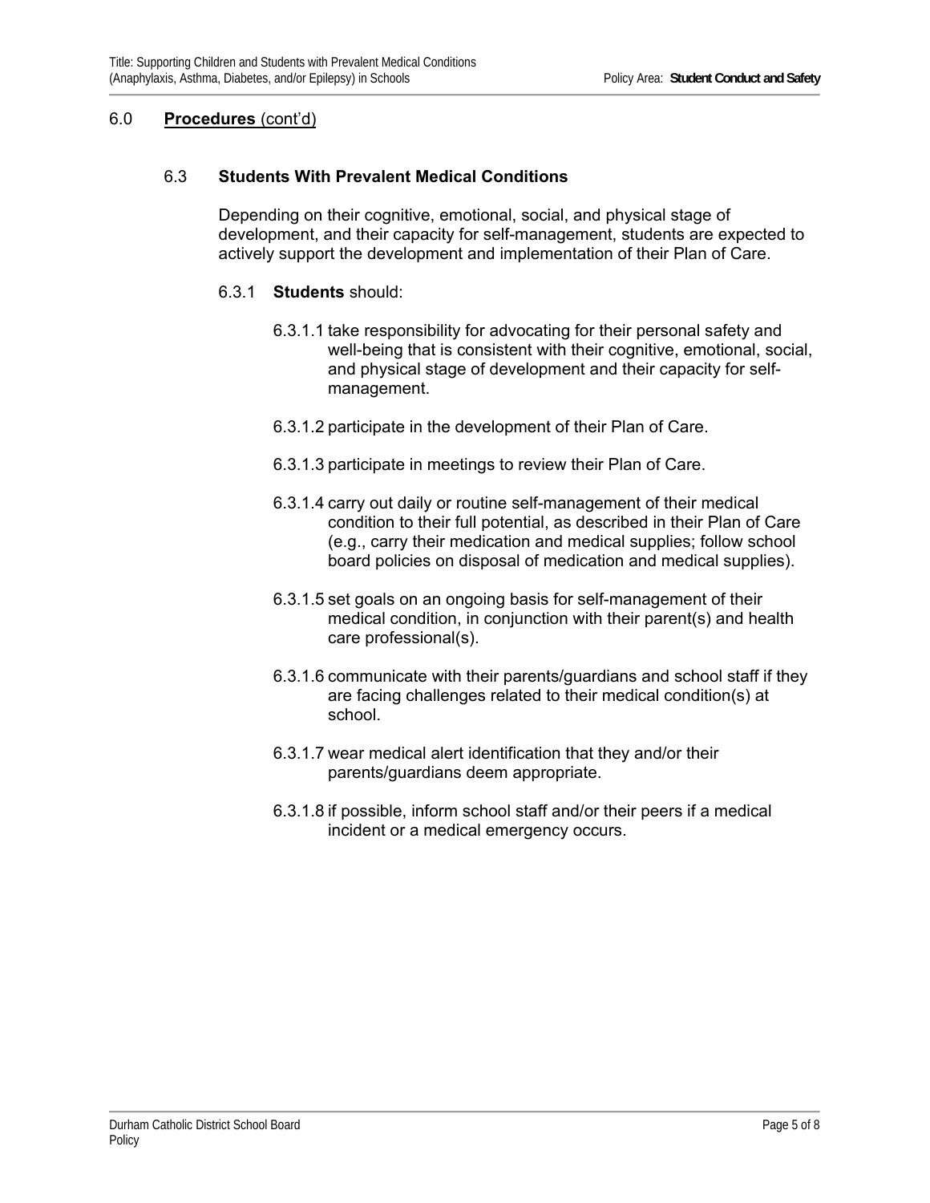## 6.0 <u>**Procedures**</u> (cont'd)

### 6.3 Students With Prevalent Medical Conditions

Depending on their cognitive, emotional, social, and physical stage of development, and their capacity for self-management, students are expected to actively support the development and implementation of their Plan of Care.

6.3.1 **Students** should:

6.3.1.1 take responsibility for advocating for their personal safety and well-being that is consistent with their cognitive, emotional, social, and physical stage of development and their capacity for self-management.

6.3.1.2 participate in the development of their Plan of Care.

6.3.1.3 participate in meetings to review their Plan of Care.

6.3.1.4 carry out daily or routine self-management of their medical condition to their full potential, as described in their Plan of Care (e.g., carry their medication and medical supplies; follow school board policies on disposal of medication and medical supplies).

6.3.1.5 set goals on an ongoing basis for self-management of their medical condition, in conjunction with their parent(s) and health care professional(s).

6.3.1.6 communicate with their parents/guardians and school staff if they are facing challenges related to their medical condition(s) at school.

6.3.1.7 wear medical alert identification that they and/or their parents/guardians deem appropriate.

6.3.1.8 if possible, inform school staff and/or their peers if a medical incident or a medical emergency occurs.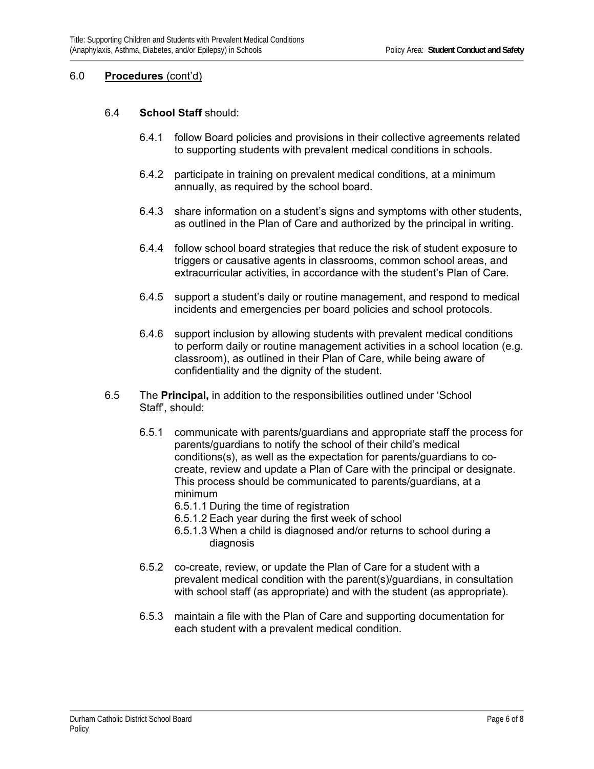## 6.0 **Procedures** (cont'd)

### 6.4 **School Staff** should:

6.4.1 follow Board policies and provisions in their collective agreements related to supporting students with prevalent medical conditions in schools.

6.4.2 participate in training on prevalent medical conditions, at a minimum annually, as required by the school board.

6.4.3 share information on a student's signs and symptoms with other students, as outlined in the Plan of Care and authorized by the principal in writing.

6.4.4 follow school board strategies that reduce the risk of student exposure to triggers or causative agents in classrooms, common school areas, and extracurricular activities, in accordance with the student's Plan of Care.

6.4.5 support a student's daily or routine management, and respond to medical incidents and emergencies per board policies and school protocols.

6.4.6 support inclusion by allowing students with prevalent medical conditions to perform daily or routine management activities in a school location (e.g. classroom), as outlined in their Plan of Care, while being aware of confidentiality and the dignity of the student.

### 6.5 The **Principal,** in addition to the responsibilities outlined under 'School Staff', should:

6.5.1 communicate with parents/guardians and appropriate staff the process for parents/guardians to notify the school of their child's medical conditions(s), as well as the expectation for parents/guardians to co-create, review and update a Plan of Care with the principal or designate. This process should be communicated to parents/guardians, at a minimum

- 6.5.1.1 During the time of registration
- 6.5.1.2 Each year during the first week of school
- 6.5.1.3 When a child is diagnosed and/or returns to school during a diagnosis

6.5.2 co-create, review, or update the Plan of Care for a student with a prevalent medical condition with the parent(s)/guardians, in consultation with school staff (as appropriate) and with the student (as appropriate).

6.5.3 maintain a file with the Plan of Care and supporting documentation for each student with a prevalent medical condition.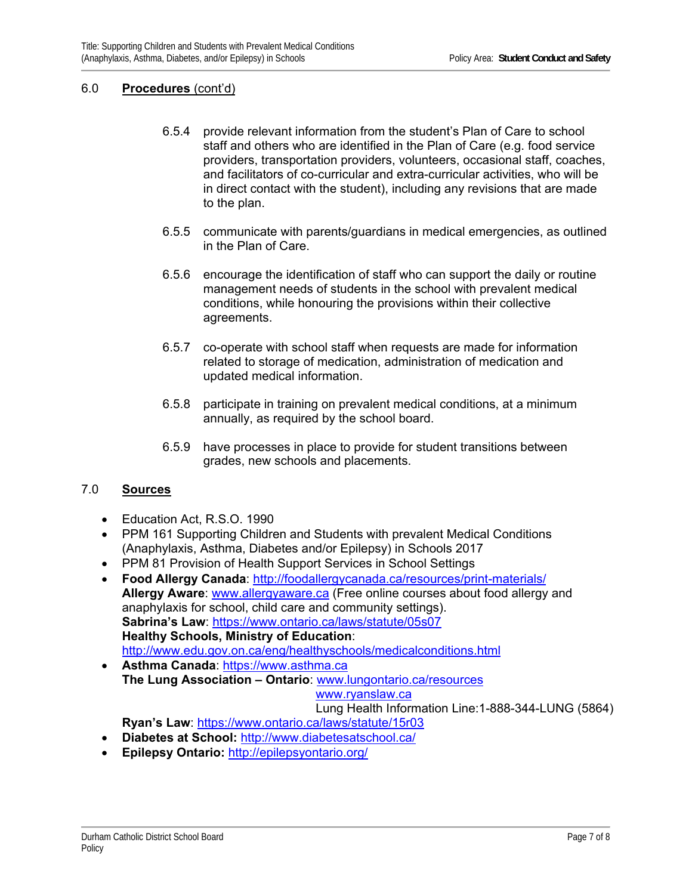## 6.0 Procedures (cont'd)

6.5.4 provide relevant information from the student's Plan of Care to school staff and others who are identified in the Plan of Care (e.g. food service providers, transportation providers, volunteers, occasional staff, coaches, and facilitators of co-curricular and extra-curricular activities, who will be in direct contact with the student), including any revisions that are made to the plan.

6.5.5 communicate with parents/guardians in medical emergencies, as outlined in the Plan of Care.

6.5.6 encourage the identification of staff who can support the daily or routine management needs of students in the school with prevalent medical conditions, while honouring the provisions within their collective agreements.

6.5.7 co-operate with school staff when requests are made for information related to storage of medication, administration of medication and updated medical information.

6.5.8 participate in training on prevalent medical conditions, at a minimum annually, as required by the school board.

6.5.9 have processes in place to provide for student transitions between grades, new schools and placements.

## 7.0 Sources

- Education Act, R.S.O. 1990
- PPM 161 Supporting Children and Students with prevalent Medical Conditions (Anaphylaxis, Asthma, Diabetes and/or Epilepsy) in Schools 2017
- PPM 81 Provision of Health Support Services in School Settings
- **Food Allergy Canada**: http://foodallergycanada.ca/resources/print-materials/
  **Allergy Aware**: www.allergyaware.ca (Free online courses about food allergy and anaphylaxis for school, child care and community settings).
  **Sabrina's Law**: https://www.ontario.ca/laws/statute/05s07
  **Healthy Schools, Ministry of Education**: http://www.edu.gov.on.ca/eng/healthyschools/medicalconditions.html
- **Asthma Canada**: https://www.asthma.ca
  **The Lung Association – Ontario**: www.lungontario.ca/resources
  www.ryanslaw.ca
  Lung Health Information Line:1-888-344-LUNG (5864)
  **Ryan's Law**: https://www.ontario.ca/laws/statute/15r03
- **Diabetes at School:** http://www.diabetesatschool.ca/
- **Epilepsy Ontario:** http://epilepsyontario.org/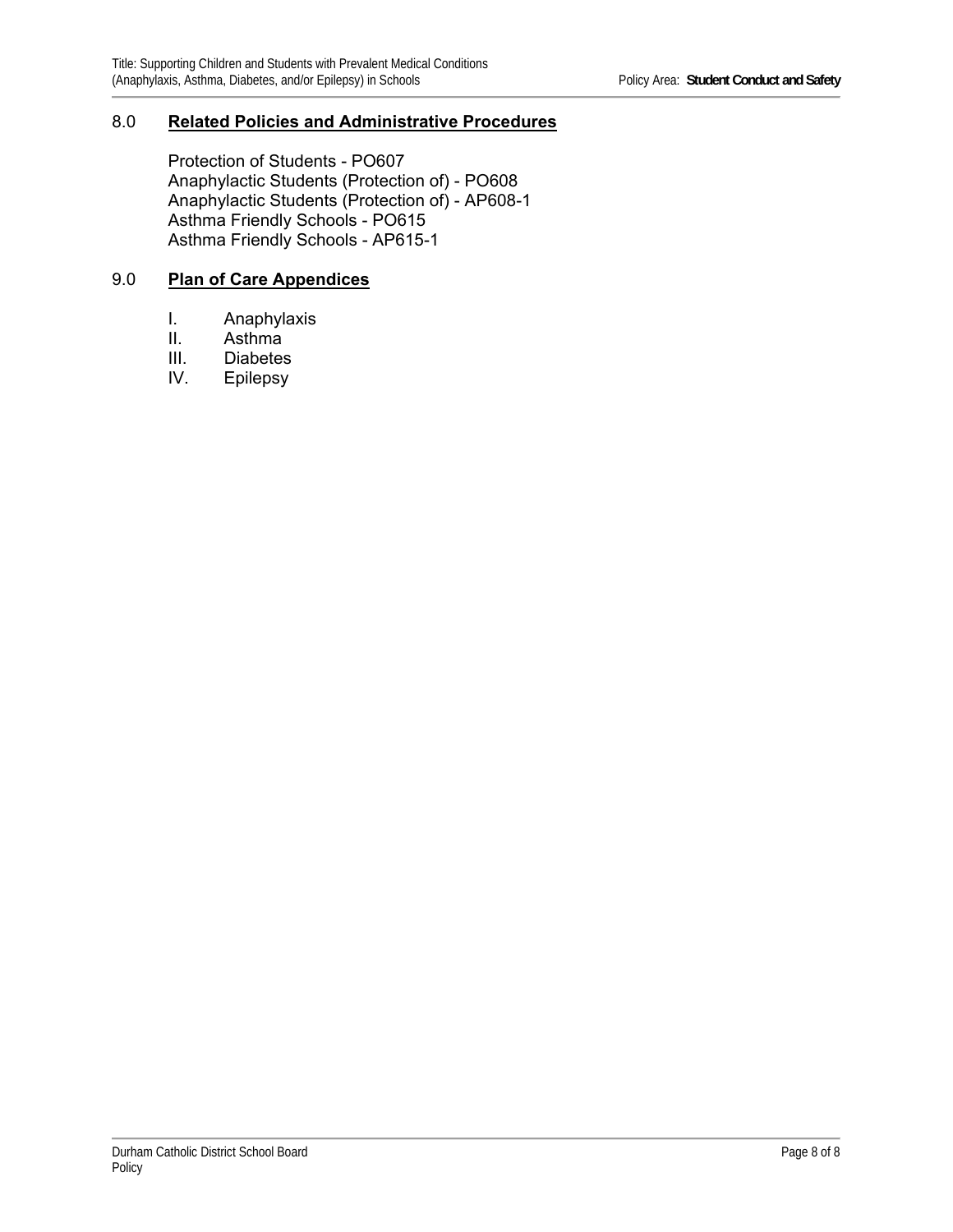## 8.0 Related Policies and Administrative Procedures

Protection of Students - PO607
Anaphylactic Students (Protection of) - PO608
Anaphylactic Students (Protection of) - AP608-1
Asthma Friendly Schools - PO615
Asthma Friendly Schools - AP615-1

## 9.0 Plan of Care Appendices

I. Anaphylaxis
II. Asthma
III. Diabetes
IV. Epilepsy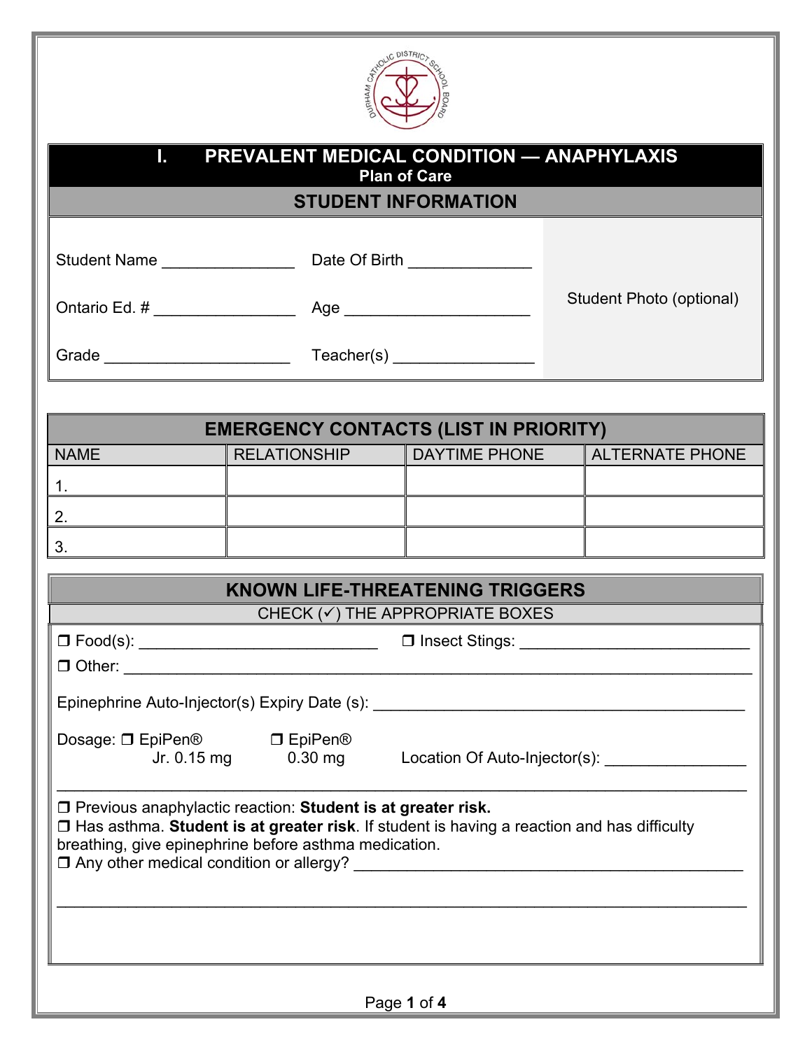# I. PREVALENT MEDICAL CONDITION — ANAPHYLAXIS

## Plan of Care

### STUDENT INFORMATION

Student Name _______________ Date Of Birth _____________

Ontario Ed. # ________________ Age ____________________

Grade ____________________ Teacher(s) ________________

Student Photo (optional)

### EMERGENCY CONTACTS (LIST IN PRIORITY)

| NAME | RELATIONSHIP | DAYTIME PHONE | ALTERNATE PHONE |
|---|---|---|---|
| 1. | | | |
| 2. | | | |
| 3. | | | |

### KNOWN LIFE-THREATENING TRIGGERS

CHECK (✓) THE APPROPRIATE BOXES

❒ Food(s): ___________________________ ❒ Insect Stings: __________________________

❒ Other: ________________________________________________________________________

Epinephrine Auto-Injector(s) Expiry Date (s): __________________________________________

Dosage: ❒ EpiPen® Jr. 0.15 mg ❒ EpiPen® 0.30 mg Location Of Auto-Injector(s): _______________

_______________________________________________________________________________

❒ Previous anaphylactic reaction: **Student is at greater risk.**

❒ Has asthma. **Student is at greater risk**. If student is having a reaction and has difficulty breathing, give epinephrine before asthma medication.

❒ Any other medical condition or allergy? ____________________________________________

_______________________________________________________________________________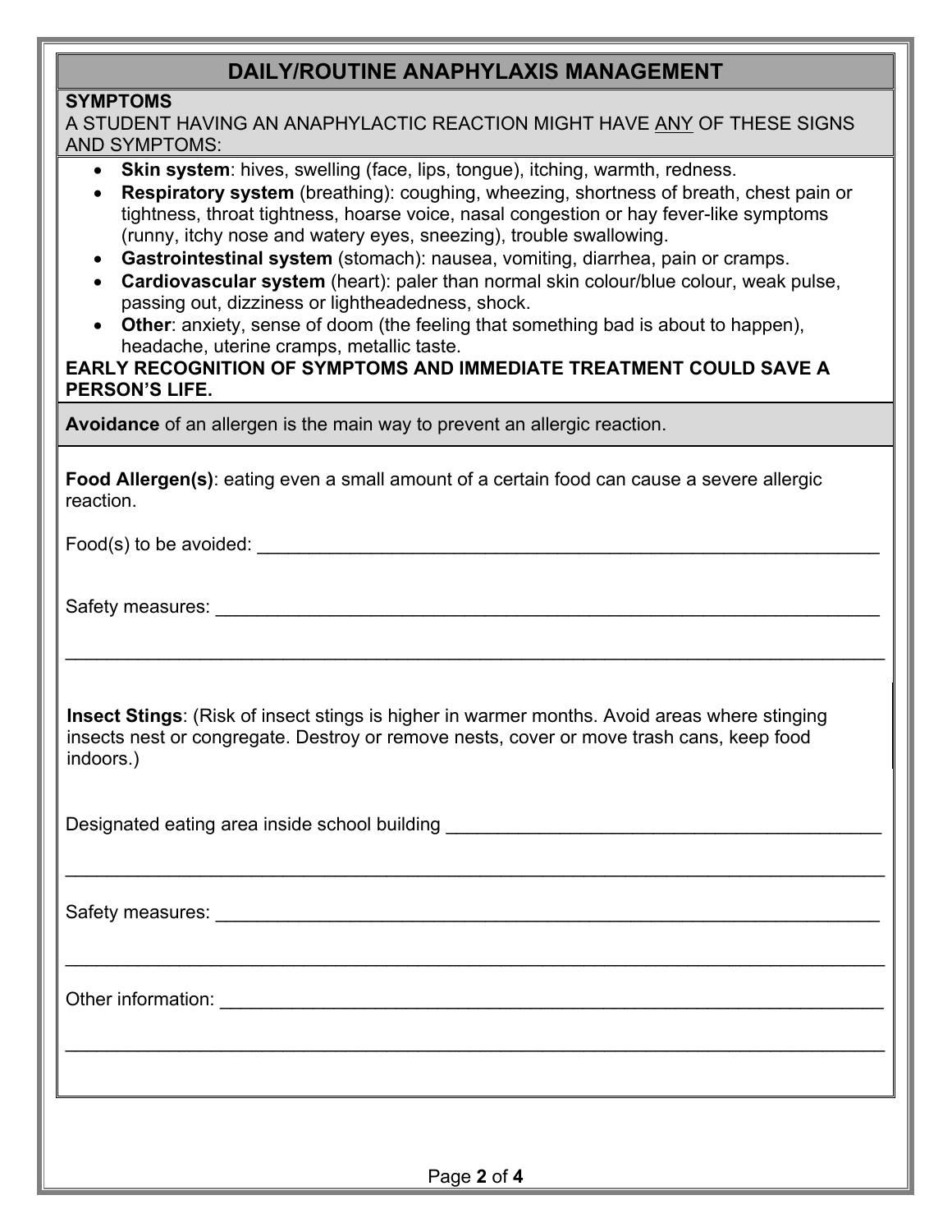## DAILY/ROUTINE ANAPHYLAXIS MANAGEMENT

**SYMPTOMS**

A STUDENT HAVING AN ANAPHYLACTIC REACTION MIGHT HAVE ANY OF THESE SIGNS AND SYMPTOMS:

- **Skin system**: hives, swelling (face, lips, tongue), itching, warmth, redness.
- **Respiratory system** (breathing): coughing, wheezing, shortness of breath, chest pain or tightness, throat tightness, hoarse voice, nasal congestion or hay fever-like symptoms (runny, itchy nose and watery eyes, sneezing), trouble swallowing.
- **Gastrointestinal system** (stomach): nausea, vomiting, diarrhea, pain or cramps.
- **Cardiovascular system** (heart): paler than normal skin colour/blue colour, weak pulse, passing out, dizziness or lightheadedness, shock.
- **Other**: anxiety, sense of doom (the feeling that something bad is about to happen), headache, uterine cramps, metallic taste.

**EARLY RECOGNITION OF SYMPTOMS AND IMMEDIATE TREATMENT COULD SAVE A PERSON'S LIFE.**

**Avoidance** of an allergen is the main way to prevent an allergic reaction.

**Food Allergen(s)**: eating even a small amount of a certain food can cause a severe allergic reaction.

Food(s) to be avoided: ____________________________________________

Safety measures: ____________________________________________

____________________________________________

**Insect Stings**: (Risk of insect stings is higher in warmer months. Avoid areas where stinging insects nest or congregate. Destroy or remove nests, cover or move trash cans, keep food indoors.)

Designated eating area inside school building ____________________________________________

____________________________________________

Safety measures: ____________________________________________

____________________________________________

Other information: ____________________________________________

____________________________________________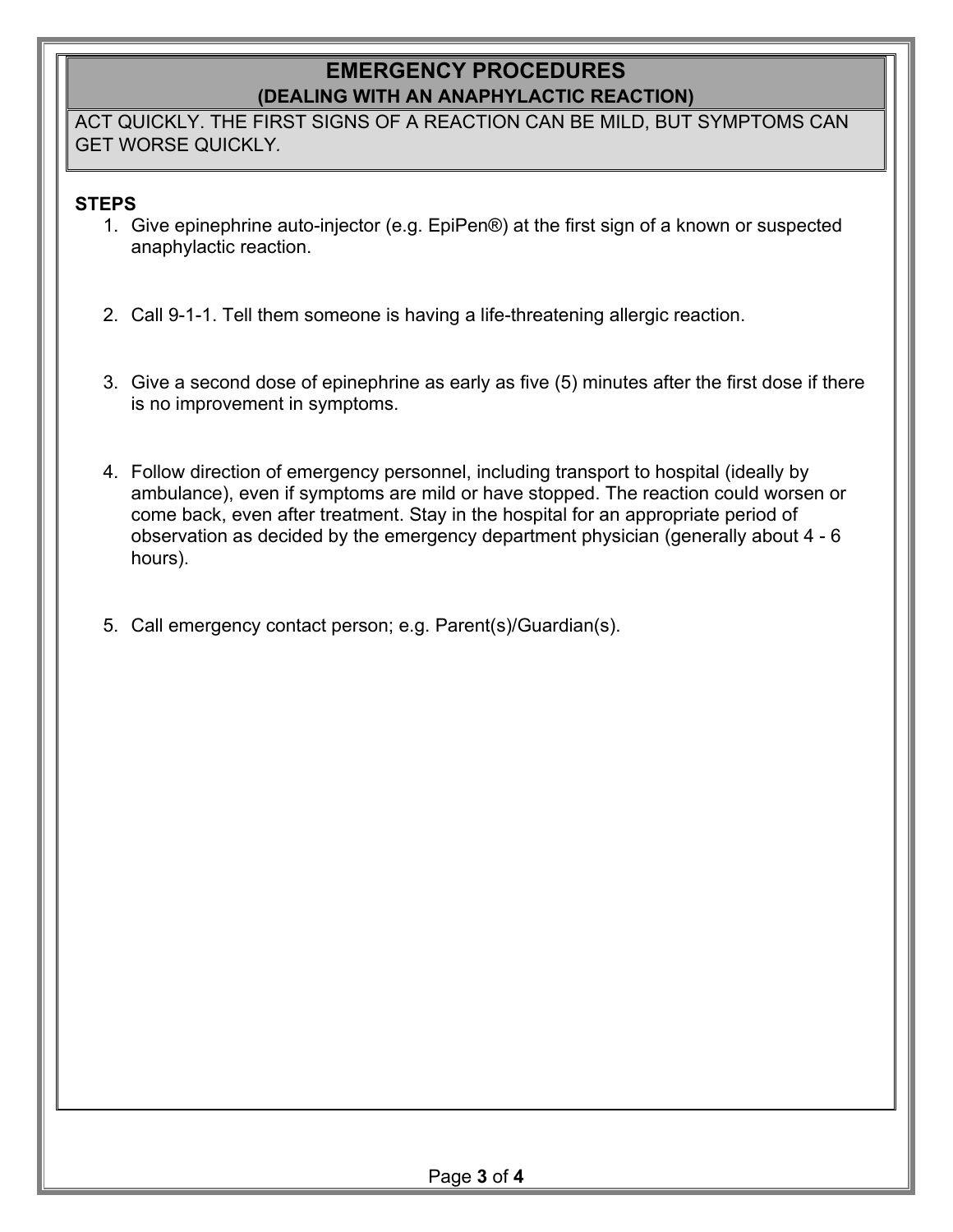# EMERGENCY PROCEDURES
## (DEALING WITH AN ANAPHYLACTIC REACTION)

ACT QUICKLY. THE FIRST SIGNS OF A REACTION CAN BE MILD, BUT SYMPTOMS CAN GET WORSE QUICKLY.

**STEPS**

1. Give epinephrine auto-injector (e.g. EpiPen®) at the first sign of a known or suspected anaphylactic reaction.

2. Call 9-1-1. Tell them someone is having a life-threatening allergic reaction.

3. Give a second dose of epinephrine as early as five (5) minutes after the first dose if there is no improvement in symptoms.

4. Follow direction of emergency personnel, including transport to hospital (ideally by ambulance), even if symptoms are mild or have stopped. The reaction could worsen or come back, even after treatment. Stay in the hospital for an appropriate period of observation as decided by the emergency department physician (generally about 4 - 6 hours).

5. Call emergency contact person; e.g. Parent(s)/Guardian(s).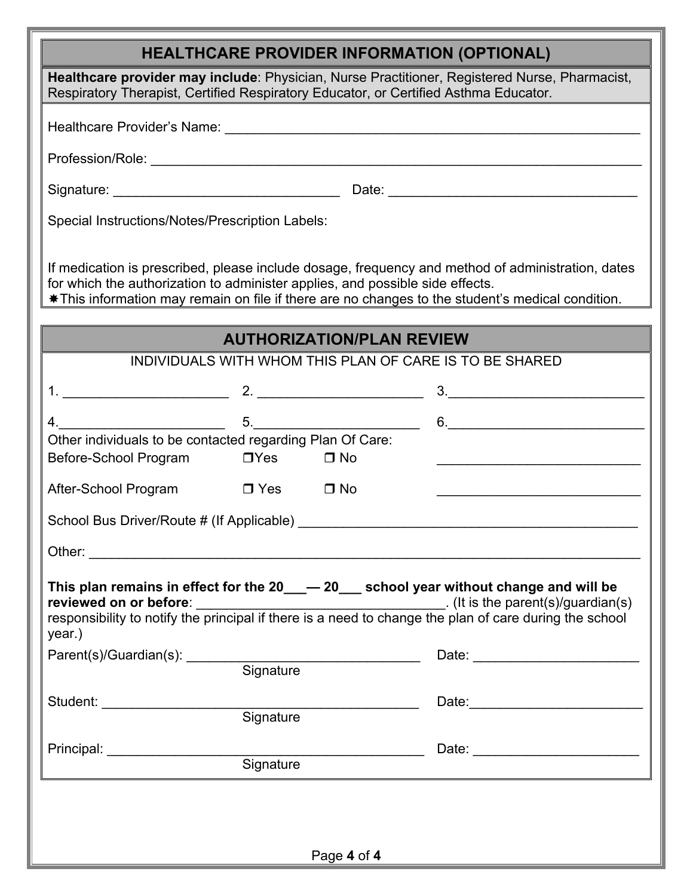## HEALTHCARE PROVIDER INFORMATION (OPTIONAL)

**Healthcare provider may include**: Physician, Nurse Practitioner, Registered Nurse, Pharmacist, Respiratory Therapist, Certified Respiratory Educator, or Certified Asthma Educator.

Healthcare Provider's Name: ______________________________________________________

Profession/Role: ______________________________________________________________

Signature: _______________________________ Date: _________________________________

Special Instructions/Notes/Prescription Labels:

If medication is prescribed, please include dosage, frequency and method of administration, dates for which the authorization to administer applies, and possible side effects.

✱This information may remain on file if there are no changes to the student's medical condition.

## AUTHORIZATION/PLAN REVIEW

INDIVIDUALS WITH WHOM THIS PLAN OF CARE IS TO BE SHARED

1. ______________________ 2. ______________________ 3. __________________________

4. ______________________ 5. ______________________ 6. __________________________

Other individuals to be contacted regarding Plan Of Care:

Before-School Program ❒ Yes ❒ No ___________________________

After-School Program ❒ Yes ❒ No ___________________________

School Bus Driver/Route # (If Applicable) _____________________________________________

Other: _________________________________________________________________________

**This plan remains in effect for the 20___— 20___ school year without change and will be reviewed on or before**: _________________________________. (It is the parent(s)/guardian(s) responsibility to notify the principal if there is a need to change the plan of care during the school year.)

Parent(s)/Guardian(s): _______________________________ Date: ______________________
Signature

Student: __________________________________________ Date: ______________________
Signature

Principal: _________________________________________ Date: ______________________
Signature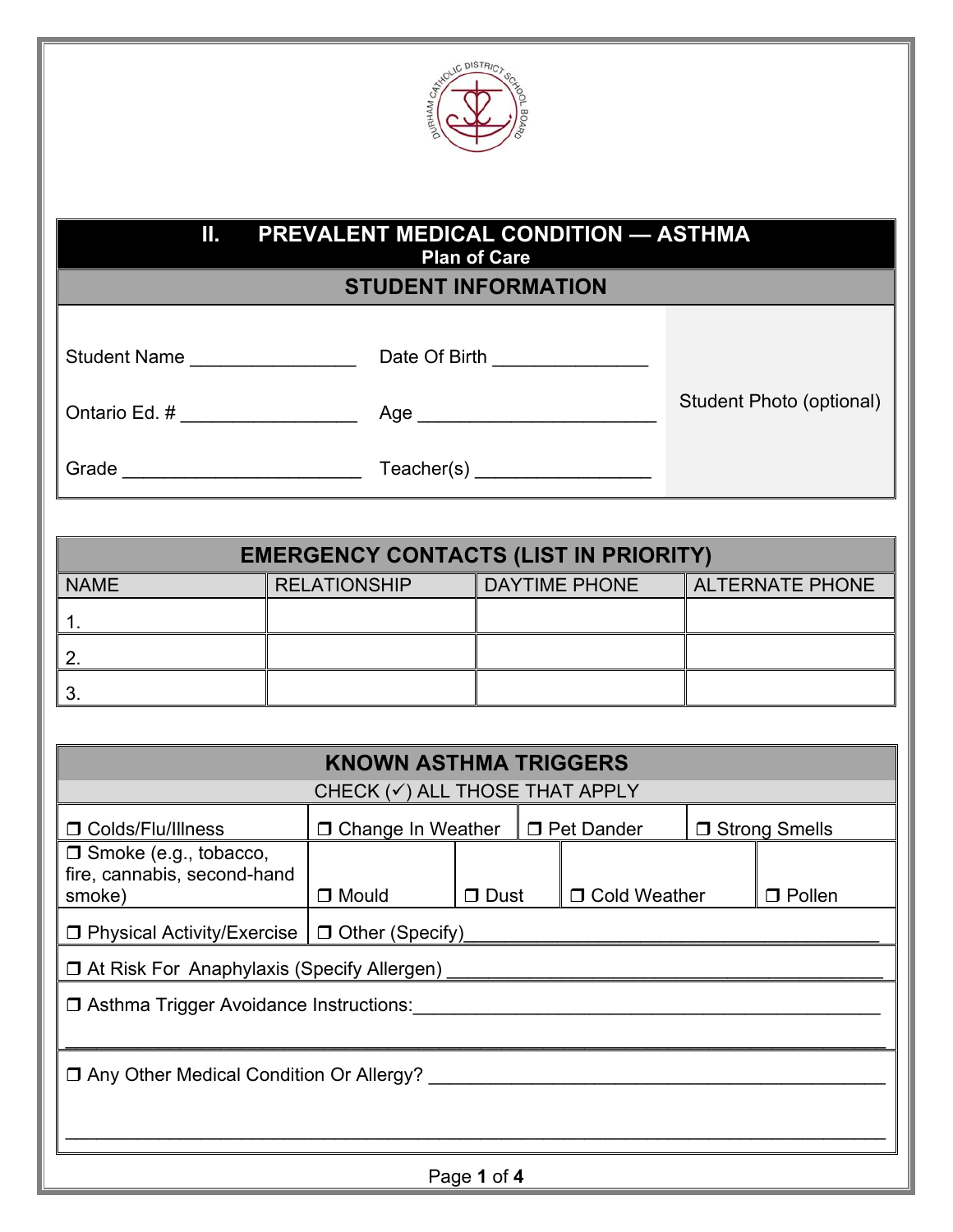# II. PREVALENT MEDICAL CONDITION — ASTHMA

**Plan of Care**

## STUDENT INFORMATION

| | | |
|---|---|---|
| Student Name ________________ | Date Of Birth _______________ | Student Photo (optional) |
| Ontario Ed. # _________________ | Age _______________________ | |
| Grade _______________________ | Teacher(s) _________________ | |

## EMERGENCY CONTACTS (LIST IN PRIORITY)

| NAME | RELATIONSHIP | DAYTIME PHONE | ALTERNATE PHONE |
|---|---|---|---|
| 1. | | | |
| 2. | | | |
| 3. | | | |

## KNOWN ASTHMA TRIGGERS

CHECK (✓) ALL THOSE THAT APPLY

- ❐ Colds/Flu/Illness
- ❐ Change In Weather
- ❐ Pet Dander
- ❐ Strong Smells
- ❐ Smoke (e.g., tobacco, fire, cannabis, second-hand smoke)
- ❐ Mould
- ❐ Dust
- ❐ Cold Weather
- ❐ Pollen
- ❐ Physical Activity/Exercise
- ❐ Other (Specify)_________________________________________

❐ At Risk For Anaphylaxis (Specify Allergen) _________________________________________

❐ Asthma Trigger Avoidance Instructions:_________________________________________

_________________________________________________________________________

❐ Any Other Medical Condition Or Allergy? _________________________________________

_________________________________________________________________________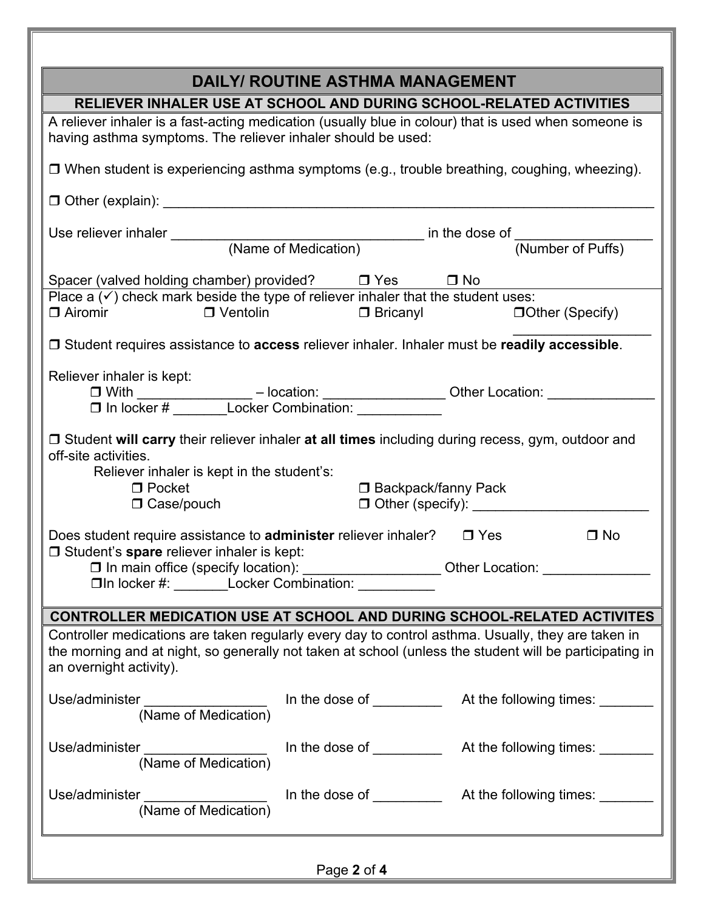## DAILY/ ROUTINE ASTHMA MANAGEMENT

### RELIEVER INHALER USE AT SCHOOL AND DURING SCHOOL-RELATED ACTIVITIES

A reliever inhaler is a fast-acting medication (usually blue in colour) that is used when someone is having asthma symptoms. The reliever inhaler should be used:

❒ When student is experiencing asthma symptoms (e.g., trouble breathing, coughing, wheezing).

❒ Other (explain): ________________________________________________________________

Use reliever inhaler ________________________________ in the dose of _________________
(Name of Medication) (Number of Puffs)

Spacer (valved holding chamber) provided? ❒ Yes ❒ No

Place a (✓) check mark beside the type of reliever inhaler that the student uses:

❒ Airomir ❒ Ventolin ❒ Bricanyl ❒Other (Specify) ___________________

❒ Student requires assistance to **access** reliever inhaler. Inhaler must be **readily accessible**.

Reliever inhaler is kept:

- ❒ With _______________ – location: ________________ Other Location: ______________
- ❒ In locker # _______Locker Combination: ___________

❒ Student **will carry** their reliever inhaler **at all times** including during recess, gym, outdoor and off-site activities.

Reliever inhaler is kept in the student's:

- ❒ Pocket
- ❒ Backpack/fanny Pack
- ❒ Case/pouch
- ❒ Other (specify): _______________________

Does student require assistance to **administer** reliever inhaler? ❒ Yes ❒ No

❒ Student's **spare** reliever inhaler is kept:

- ❒ In main office (specify location): __________________ Other Location: ______________
- ❒In locker #: _______Locker Combination: __________

### CONTROLLER MEDICATION USE AT SCHOOL AND DURING SCHOOL-RELATED ACTIVITES

Controller medications are taken regularly every day to control asthma. Usually, they are taken in the morning and at night, so generally not taken at school (unless the student will be participating in an overnight activity).

Use/administer ________________ In the dose of _________ At the following times: _______
(Name of Medication)

Use/administer ________________ In the dose of _________ At the following times: _______
(Name of Medication)

Use/administer ________________ In the dose of _________ At the following times: _______
(Name of Medication)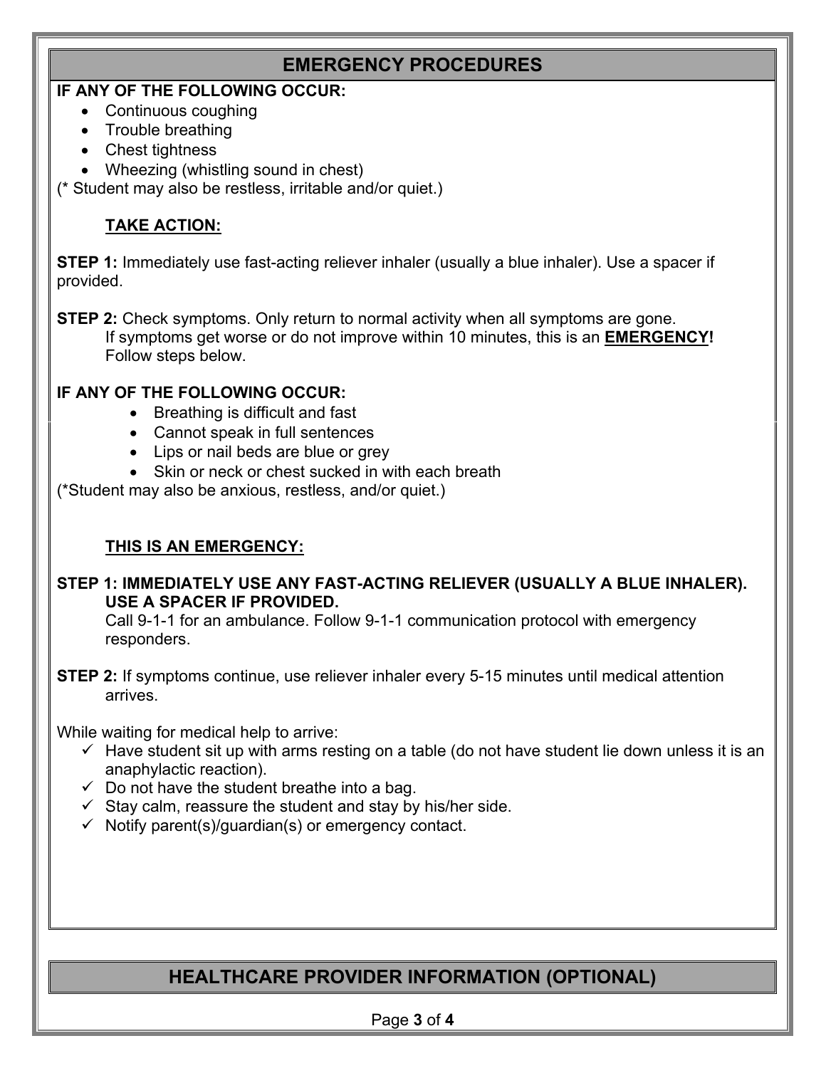## EMERGENCY PROCEDURES

**IF ANY OF THE FOLLOWING OCCUR:**

- Continuous coughing
- Trouble breathing
- Chest tightness
- Wheezing (whistling sound in chest)

(* Student may also be restless, irritable and/or quiet.)

**TAKE ACTION:**

**STEP 1:** Immediately use fast-acting reliever inhaler (usually a blue inhaler). Use a spacer if provided.

**STEP 2:** Check symptoms. Only return to normal activity when all symptoms are gone. If symptoms get worse or do not improve within 10 minutes, this is an **EMERGENCY!** Follow steps below.

**IF ANY OF THE FOLLOWING OCCUR:**

- Breathing is difficult and fast
- Cannot speak in full sentences
- Lips or nail beds are blue or grey
- Skin or neck or chest sucked in with each breath

(*Student may also be anxious, restless, and/or quiet.)

**THIS IS AN EMERGENCY:**

**STEP 1: IMMEDIATELY USE ANY FAST-ACTING RELIEVER (USUALLY A BLUE INHALER). USE A SPACER IF PROVIDED.**
Call 9-1-1 for an ambulance. Follow 9-1-1 communication protocol with emergency responders.

**STEP 2:** If symptoms continue, use reliever inhaler every 5-15 minutes until medical attention arrives.

While waiting for medical help to arrive:

- ✓ Have student sit up with arms resting on a table (do not have student lie down unless it is an anaphylactic reaction).
- ✓ Do not have the student breathe into a bag.
- ✓ Stay calm, reassure the student and stay by his/her side.
- ✓ Notify parent(s)/guardian(s) or emergency contact.

## HEALTHCARE PROVIDER INFORMATION (OPTIONAL)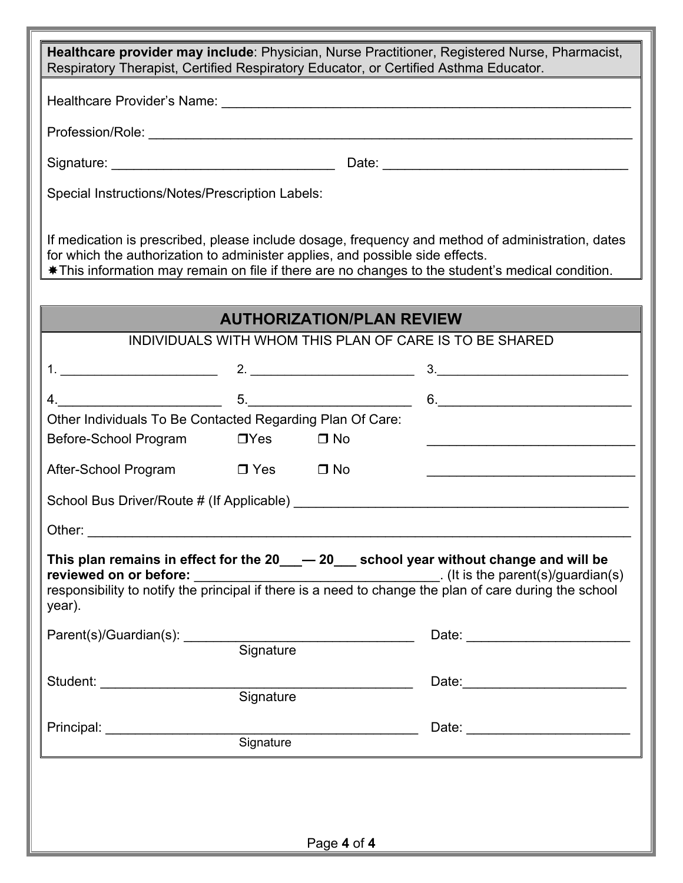**Healthcare provider may include**: Physician, Nurse Practitioner, Registered Nurse, Pharmacist, Respiratory Therapist, Certified Respiratory Educator, or Certified Asthma Educator.

Healthcare Provider's Name: ________________________________________________________

Profession/Role: ______________________________________________________________

Signature: ______________________________ Date: ________________________________

Special Instructions/Notes/Prescription Labels:

If medication is prescribed, please include dosage, frequency and method of administration, dates for which the authorization to administer applies, and possible side effects.

✱This information may remain on file if there are no changes to the student's medical condition.

## AUTHORIZATION/PLAN REVIEW

INDIVIDUALS WITH WHOM THIS PLAN OF CARE IS TO BE SHARED

1. ______________________ 2. ______________________ 3. ______________________

4. ______________________ 5. ______________________ 6. ______________________

Other Individuals To Be Contacted Regarding Plan Of Care:

Before-School Program ❒ Yes ❒ No ____________________________

After-School Program ❒ Yes ❒ No ____________________________

School Bus Driver/Route # (If Applicable) ______________________________________________

Other: ______________________________________________________________________

**This plan remains in effect for the 20___— 20___ school year without change and will be reviewed on or before:** ________________________________. (It is the parent(s)/guardian(s) responsibility to notify the principal if there is a need to change the plan of care during the school year).

Parent(s)/Guardian(s): ________________________________ Date: ______________________
Signature

Student: ________________________________________ Date: ______________________
Signature

Principal: ________________________________________ Date: ______________________
Signature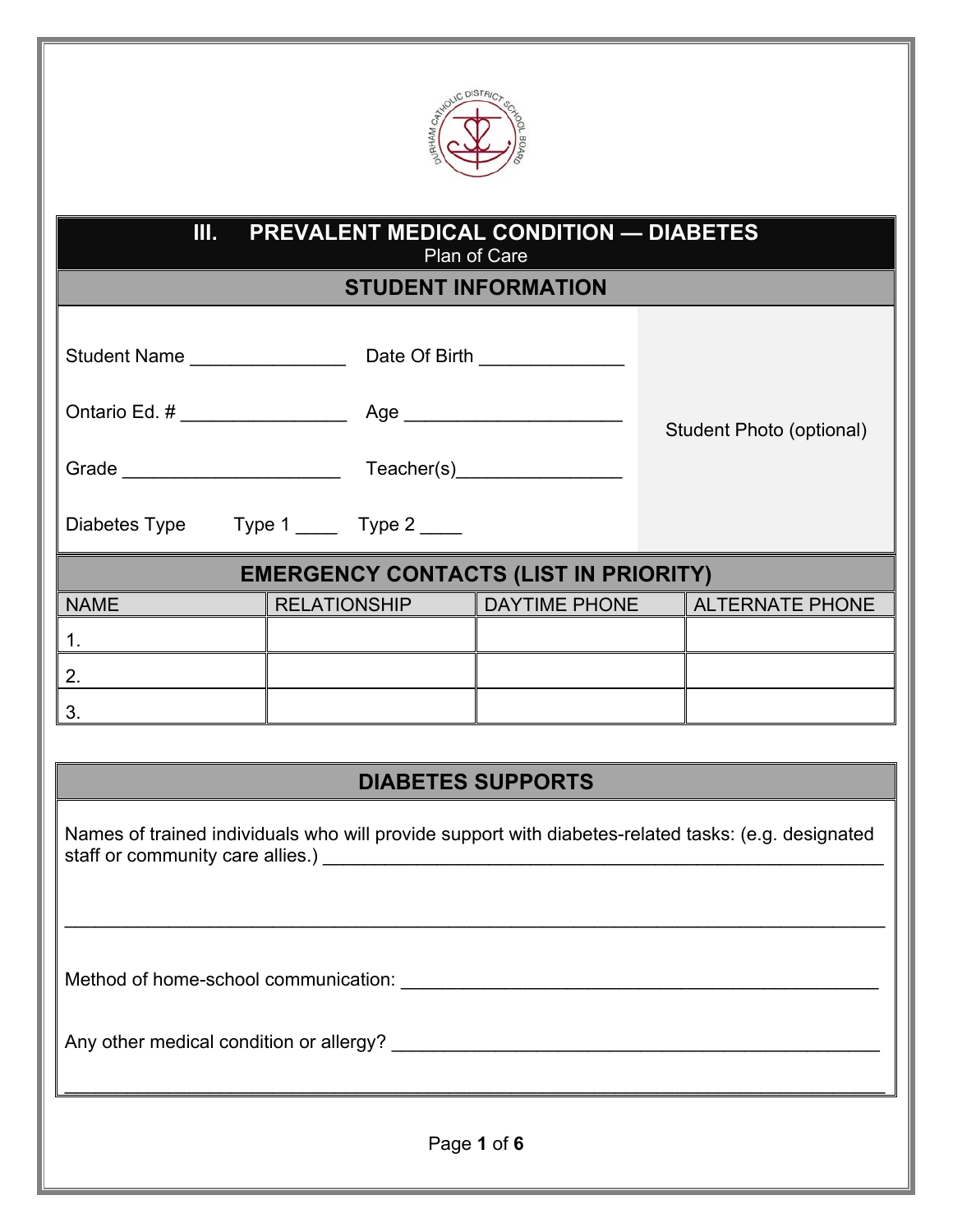# III. PREVALENT MEDICAL CONDITION — DIABETES

Plan of Care

## STUDENT INFORMATION

Student Name _______________ Date Of Birth ______________

Ontario Ed. # ________________ Age _____________________

Grade _____________________ Teacher(s)________________

Diabetes Type Type 1 ____ Type 2 ____

Student Photo (optional)

## EMERGENCY CONTACTS (LIST IN PRIORITY)

| NAME | RELATIONSHIP | DAYTIME PHONE | ALTERNATE PHONE |
|---|---|---|---|
| 1. | | | |
| 2. | | | |
| 3. | | | |

## DIABETES SUPPORTS

Names of trained individuals who will provide support with diabetes-related tasks: (e.g. designated staff or community care allies.) ________________________________________________________

______________________________________________________________________________

Method of home-school communication: _______________________________________________

Any other medical condition or allergy? _______________________________________________

______________________________________________________________________________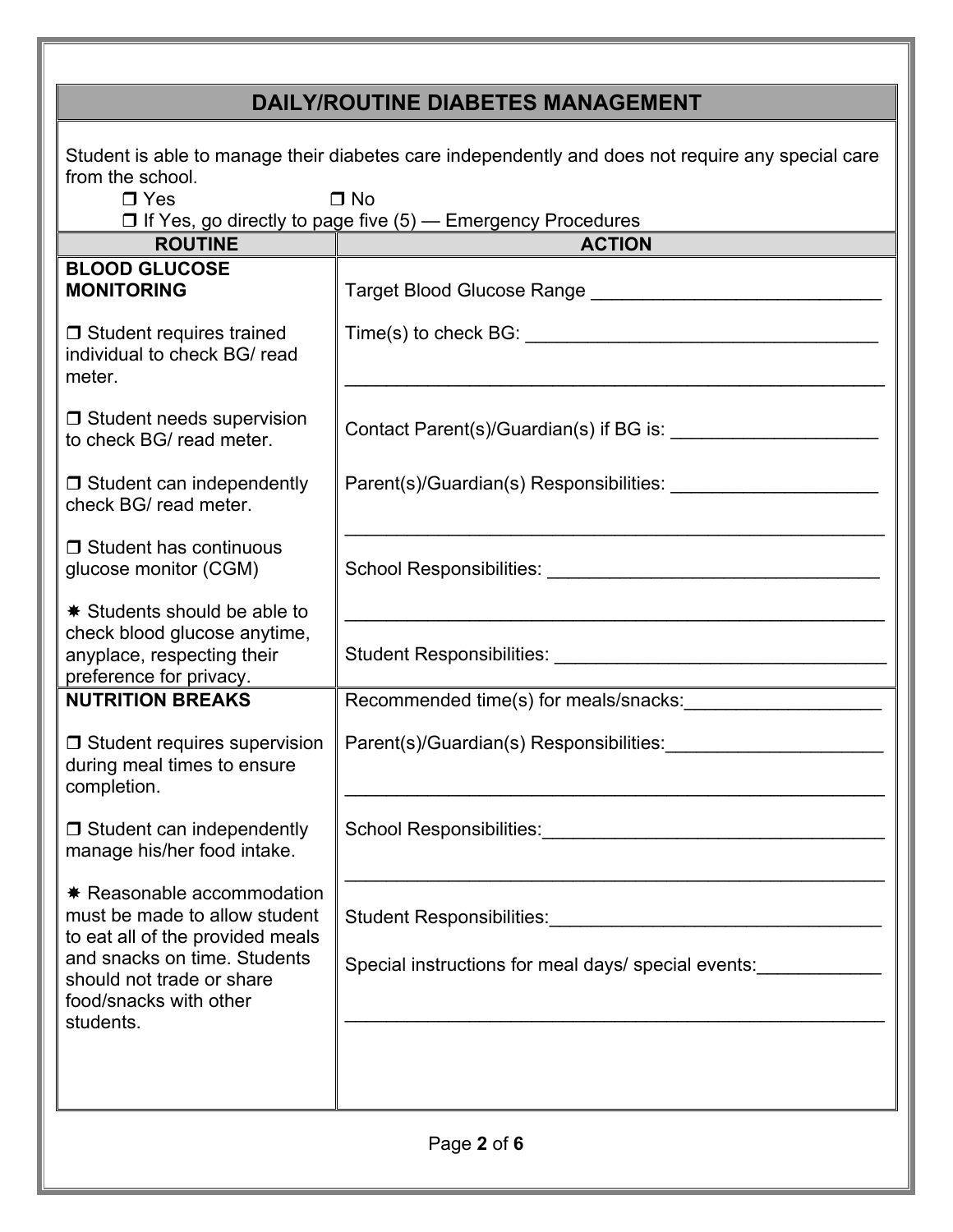## DAILY/ROUTINE DIABETES MANAGEMENT

Student is able to manage their diabetes care independently and does not require any special care from the school.

❒ Yes ❒ No

❒ If Yes, go directly to page five (5) — Emergency Procedures

| ROUTINE | ACTION |
|---|---|
| **BLOOD GLUCOSE MONITORING**<br><br>❒ Student requires trained individual to check BG/ read meter.<br><br>❒ Student needs supervision to check BG/ read meter.<br><br>❒ Student can independently check BG/ read meter.<br><br>❒ Student has continuous glucose monitor (CGM)<br><br>✸ Students should be able to check blood glucose anytime, anyplace, respecting their preference for privacy. | Target Blood Glucose Range ____________________________<br><br>Time(s) to check BG: __________________________________<br><br>______________________________________________________<br><br>Contact Parent(s)/Guardian(s) if BG is: ____________________<br><br>Parent(s)/Guardian(s) Responsibilities: ____________________<br><br>______________________________________________________<br><br>School Responsibilities: ________________________________<br><br>______________________________________________________<br><br>Student Responsibilities: ________________________________ |
| **NUTRITION BREAKS**<br><br>❒ Student requires supervision during meal times to ensure completion.<br><br>❒ Student can independently manage his/her food intake.<br><br>✸ Reasonable accommodation must be made to allow student to eat all of the provided meals and snacks on time. Students should not trade or share food/snacks with other students. | Recommended time(s) for meals/snacks:___________________<br><br>Parent(s)/Guardian(s) Responsibilities:_____________________<br><br>______________________________________________________<br><br>School Responsibilities:_________________________________<br><br>______________________________________________________<br><br>Student Responsibilities:________________________________<br><br>Special instructions for meal days/ special events:____________<br><br>______________________________________________________ |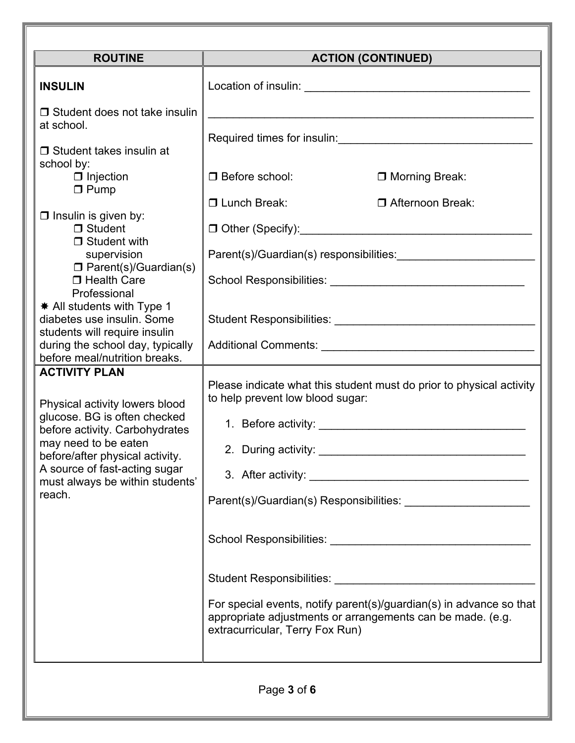| ROUTINE | ACTION (CONTINUED) |
| --- | --- |
| **INSULIN**<br><br>❒ Student does not take insulin at school.<br><br>❒ Student takes insulin at school by:<br>❒ Injection<br>❒ Pump<br><br>❒ Insulin is given by:<br>❒ Student<br>❒ Student with supervision<br>❒ Parent(s)/Guardian(s)<br>❒ Health Care Professional<br>✷ All students with Type 1 diabetes use insulin. Some students will require insulin during the school day, typically before meal/nutrition breaks. | Location of insulin: ___________________________________<br><br>______________________________________________________<br><br>Required times for insulin:______________________________<br><br>❒ Before school: ❒ Morning Break:<br><br>❒ Lunch Break: ❒ Afternoon Break:<br><br>❒ Other (Specify):_____________________________________<br><br>Parent(s)/Guardian(s) responsibilities:_____________________<br><br>School Responsibilities: ______________________________<br><br>Student Responsibilities: _______________________________<br><br>Additional Comments: _________________________________ |
| **ACTIVITY PLAN**<br><br>Physical activity lowers blood glucose. BG is often checked before activity. Carbohydrates may need to be eaten before/after physical activity. A source of fast-acting sugar must always be within students' reach. | Please indicate what this student must do prior to physical activity to help prevent low blood sugar:<br><br>1. Before activity: ________________________________<br><br>2. During activity: ________________________________<br><br>3. After activity: __________________________________<br><br>Parent(s)/Guardian(s) Responsibilities: ___________________<br><br>School Responsibilities: _______________________________<br><br>Student Responsibilities: _______________________________<br><br>For special events, notify parent(s)/guardian(s) in advance so that appropriate adjustments or arrangements can be made. (e.g. extracurricular, Terry Fox Run) |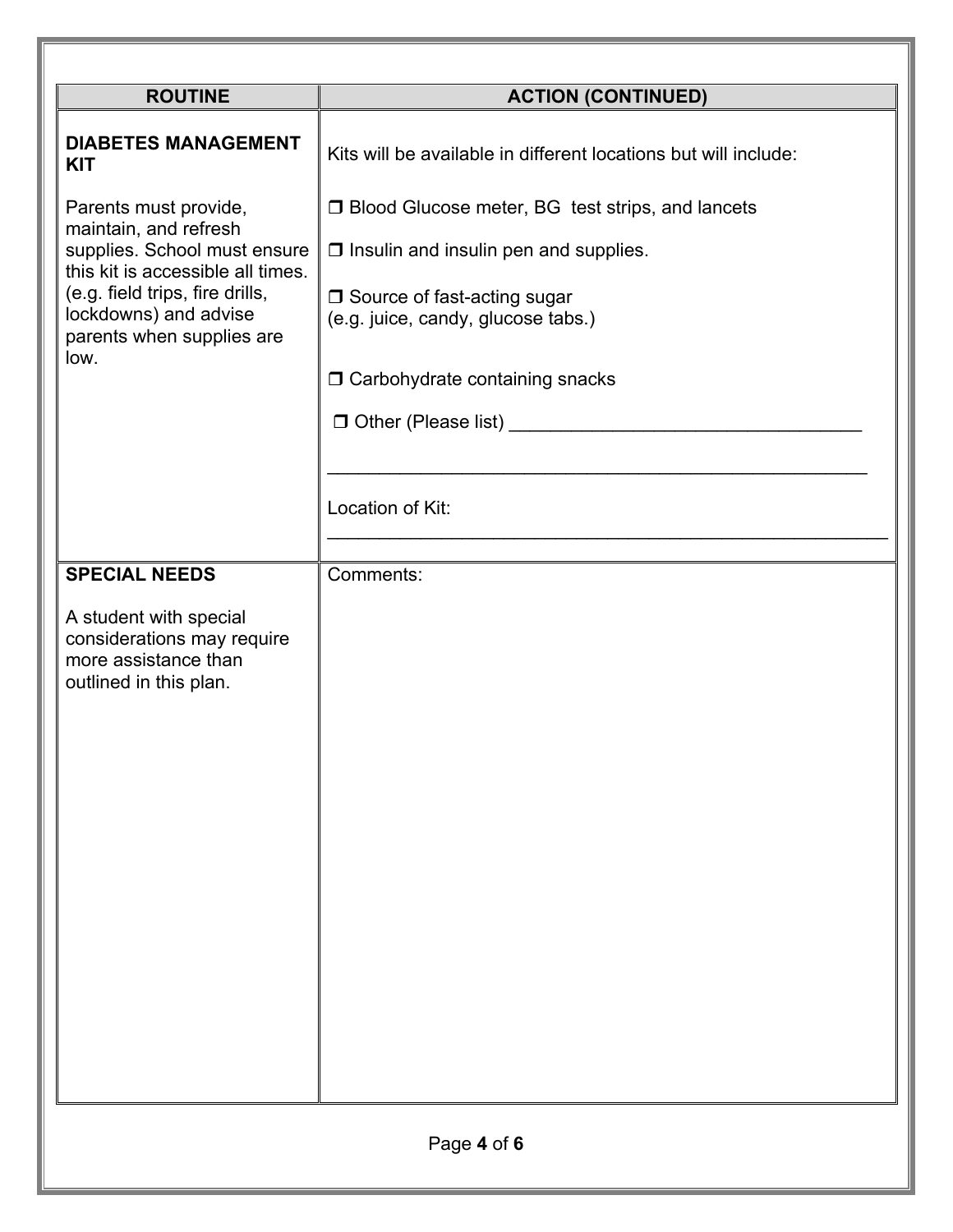| ROUTINE | ACTION (CONTINUED) |
|---|---|
| **DIABETES MANAGEMENT KIT**<br><br>Parents must provide, maintain, and refresh supplies. School must ensure this kit is accessible all times. (e.g. field trips, fire drills, lockdowns) and advise parents when supplies are low. | Kits will be available in different locations but will include:<br><br>❒ Blood Glucose meter, BG test strips, and lancets<br><br>❒ Insulin and insulin pen and supplies.<br><br>❒ Source of fast-acting sugar (e.g. juice, candy, glucose tabs.)<br><br>❒ Carbohydrate containing snacks<br><br>❒ Other (Please list) ___________________________________<br><br>______________________________________________________<br><br>Location of Kit:<br>______________________________________________________ |
| **SPECIAL NEEDS**<br><br>A student with special considerations may require more assistance than outlined in this plan. | Comments: |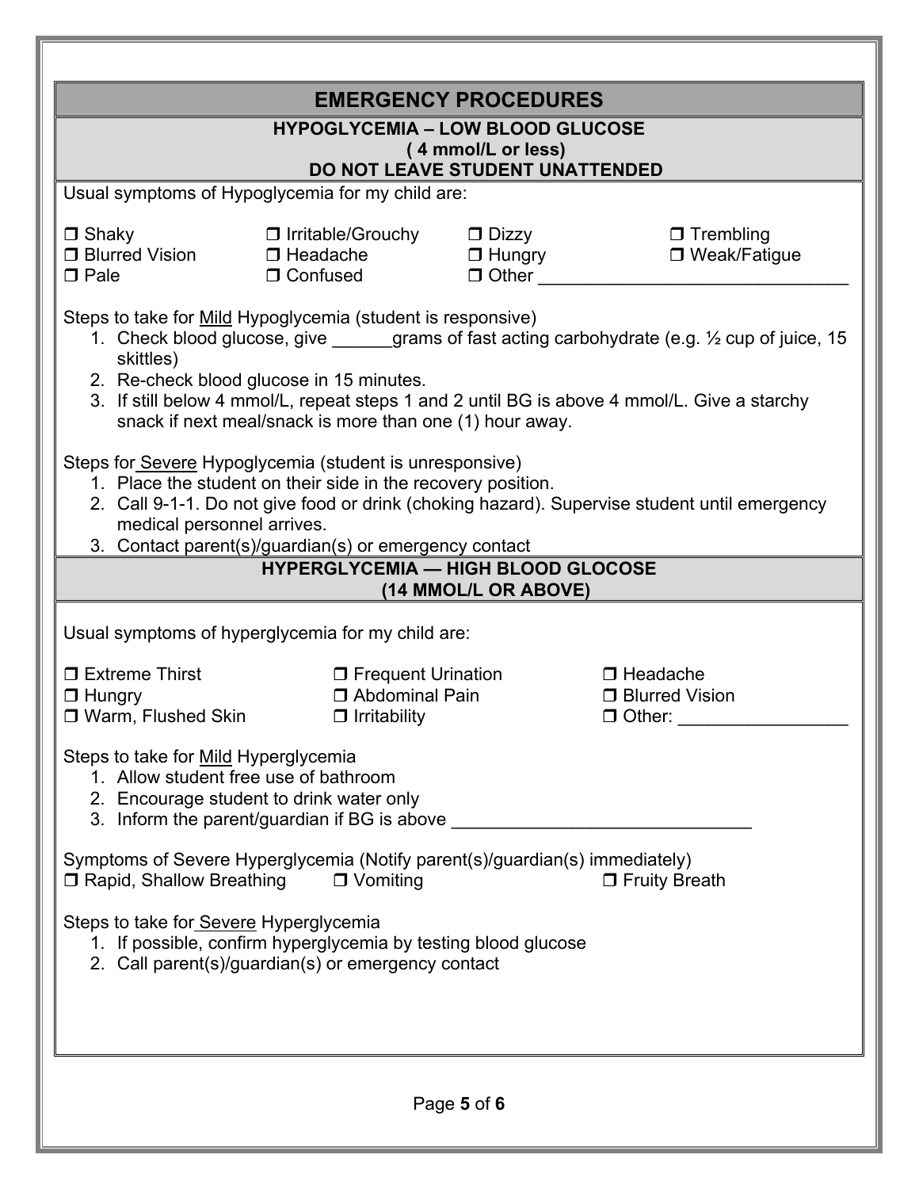## EMERGENCY PROCEDURES

### HYPOGLYCEMIA – LOW BLOOD GLUCOSE
**( 4 mmol/L or less)**
**DO NOT LEAVE STUDENT UNATTENDED**

Usual symptoms of Hypoglycemia for my child are:

- ❒ Shaky
- ❒ Irritable/Grouchy
- ❒ Dizzy
- ❒ Trembling
- ❒ Blurred Vision
- ❒ Headache
- ❒ Hungry
- ❒ Weak/Fatigue
- ❒ Pale
- ❒ Confused
- ❒ Other ______________________________

Steps to take for Mild Hypoglycemia (student is responsive)

1. Check blood glucose, give ______grams of fast acting carbohydrate (e.g. ½ cup of juice, 15 skittles)
2. Re-check blood glucose in 15 minutes.
3. If still below 4 mmol/L, repeat steps 1 and 2 until BG is above 4 mmol/L. Give a starchy snack if next meal/snack is more than one (1) hour away.

Steps for Severe Hypoglycemia (student is unresponsive)

1. Place the student on their side in the recovery position.
2. Call 9-1-1. Do not give food or drink (choking hazard). Supervise student until emergency medical personnel arrives.
3. Contact parent(s)/guardian(s) or emergency contact

### HYPERGLYCEMIA — HIGH BLOOD GLOCOSE
**(14 MMOL/L OR ABOVE)**

Usual symptoms of hyperglycemia for my child are:

- ❒ Extreme Thirst
- ❒ Frequent Urination
- ❒ Headache
- ❒ Hungry
- ❒ Abdominal Pain
- ❒ Blurred Vision
- ❒ Warm, Flushed Skin
- ❒ Irritability
- ❒ Other: ________________

Steps to take for Mild Hyperglycemia

1. Allow student free use of bathroom
2. Encourage student to drink water only
3. Inform the parent/guardian if BG is above ______________________________

Symptoms of Severe Hyperglycemia (Notify parent(s)/guardian(s) immediately)

- ❒ Rapid, Shallow Breathing
- ❒ Vomiting
- ❒ Fruity Breath

Steps to take for Severe Hyperglycemia

1. If possible, confirm hyperglycemia by testing blood glucose
2. Call parent(s)/guardian(s) or emergency contact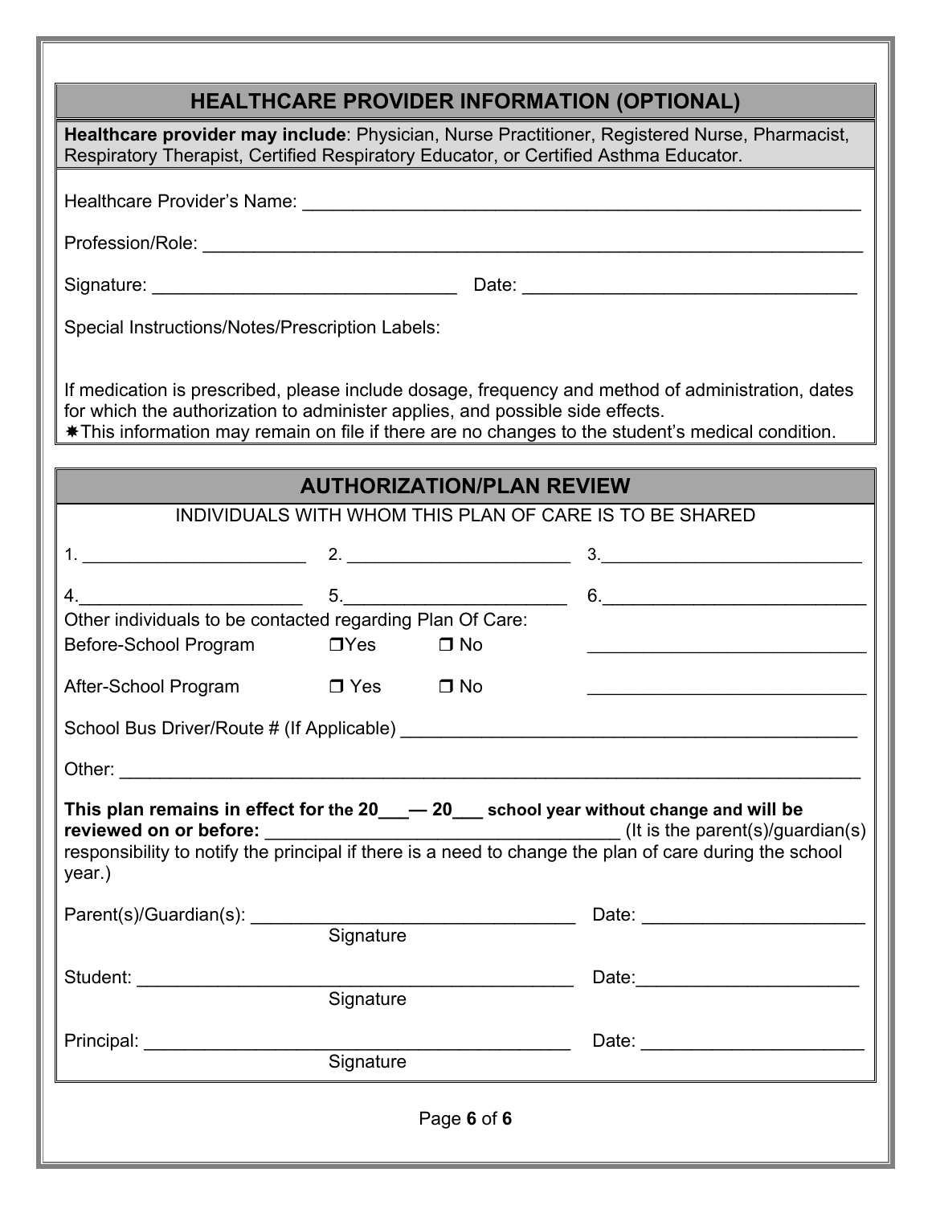## HEALTHCARE PROVIDER INFORMATION (OPTIONAL)

**Healthcare provider may include**: Physician, Nurse Practitioner, Registered Nurse, Pharmacist, Respiratory Therapist, Certified Respiratory Educator, or Certified Asthma Educator.

Healthcare Provider's Name: ______________________________________________________

Profession/Role: ______________________________________________________________

Signature: ______________________________ Date: ________________________________

Special Instructions/Notes/Prescription Labels:

If medication is prescribed, please include dosage, frequency and method of administration, dates for which the authorization to administer applies, and possible side effects.

✱This information may remain on file if there are no changes to the student's medical condition.

## AUTHORIZATION/PLAN REVIEW

INDIVIDUALS WITH WHOM THIS PLAN OF CARE IS TO BE SHARED

1. ______________________ 2. ______________________ 3. ______________________

4. ______________________ 5. ______________________ 6. ______________________

Other individuals to be contacted regarding Plan Of Care:

Before-School Program ❒ Yes ❒ No ____________________________

After-School Program ❒ Yes ❒ No ____________________________

School Bus Driver/Route # (If Applicable) ____________________________________________

Other: ______________________________________________________________________

**This plan remains in effect for the 20___— 20___ school year without change and will be reviewed on or before:** ________________________________ (It is the parent(s)/guardian(s) responsibility to notify the principal if there is a need to change the plan of care during the school year.)

Parent(s)/Guardian(s): ________________________________ Date: ______________________
Signature

Student: ____________________________________________ Date: ______________________
Signature

Principal: ___________________________________________ Date: ______________________
Signature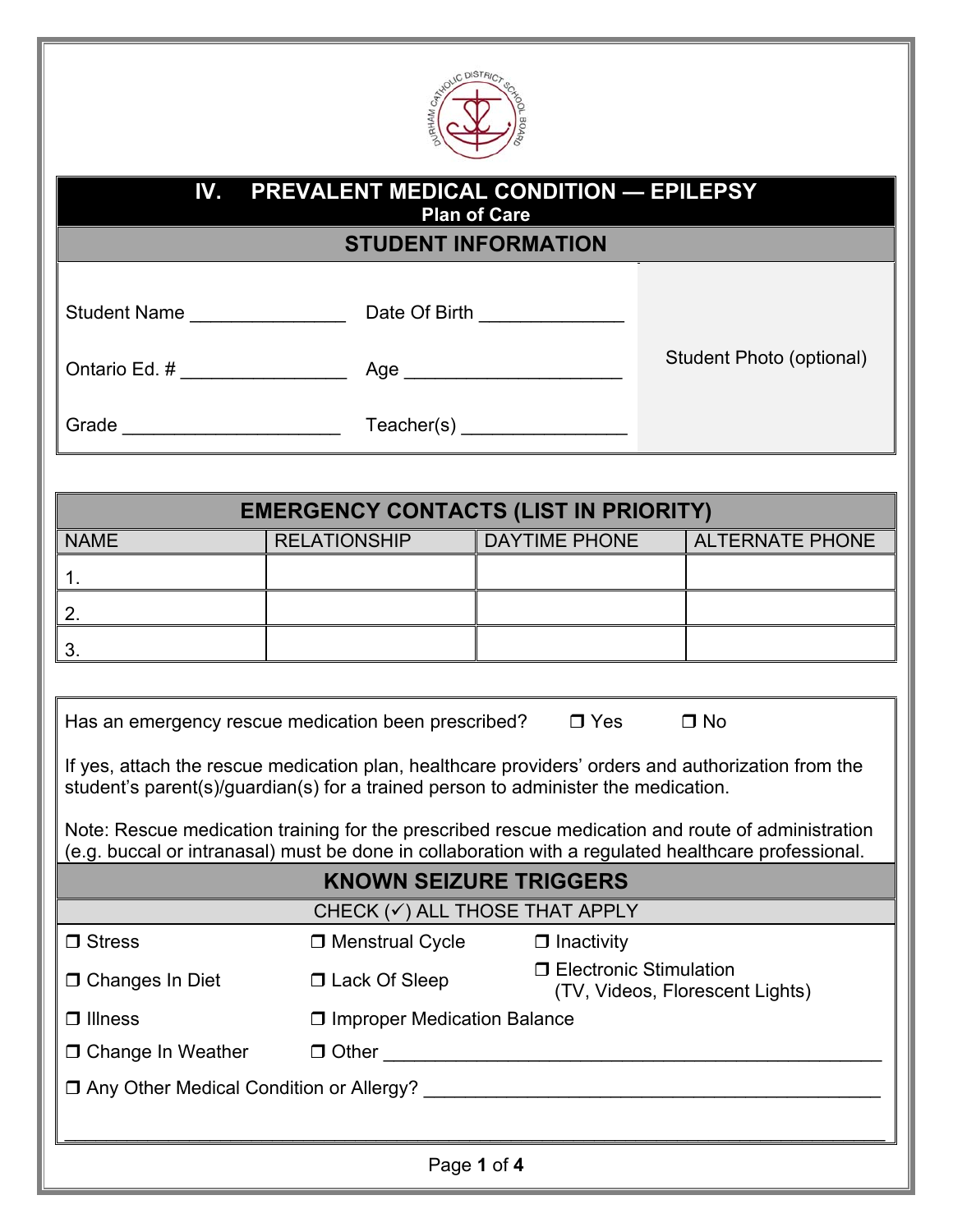# IV. PREVALENT MEDICAL CONDITION — EPILEPSY

**Plan of Care**

## STUDENT INFORMATION

Student Name _______________ Date Of Birth ______________

Ontario Ed. # ________________ Age _____________________

Grade _____________________ Teacher(s) ________________

Student Photo (optional)

## EMERGENCY CONTACTS (LIST IN PRIORITY)

| NAME | RELATIONSHIP | DAYTIME PHONE | ALTERNATE PHONE |
|---|---|---|---|
| 1. | | | |
| 2. | | | |
| 3. | | | |

Has an emergency rescue medication been prescribed? ❒ Yes ❒ No

If yes, attach the rescue medication plan, healthcare providers' orders and authorization from the student's parent(s)/guardian(s) for a trained person to administer the medication.

Note: Rescue medication training for the prescribed rescue medication and route of administration (e.g. buccal or intranasal) must be done in collaboration with a regulated healthcare professional.

## KNOWN SEIZURE TRIGGERS

CHECK (✓) ALL THOSE THAT APPLY

❒ Stress ❒ Menstrual Cycle ❒ Inactivity

❒ Changes In Diet ❒ Lack Of Sleep ❒ Electronic Stimulation (TV, Videos, Florescent Lights)

❒ Illness ❒ Improper Medication Balance

❒ Change In Weather ❒ Other ______________________________________________

❒ Any Other Medical Condition or Allergy? ________________________________________

________________________________________________________________________________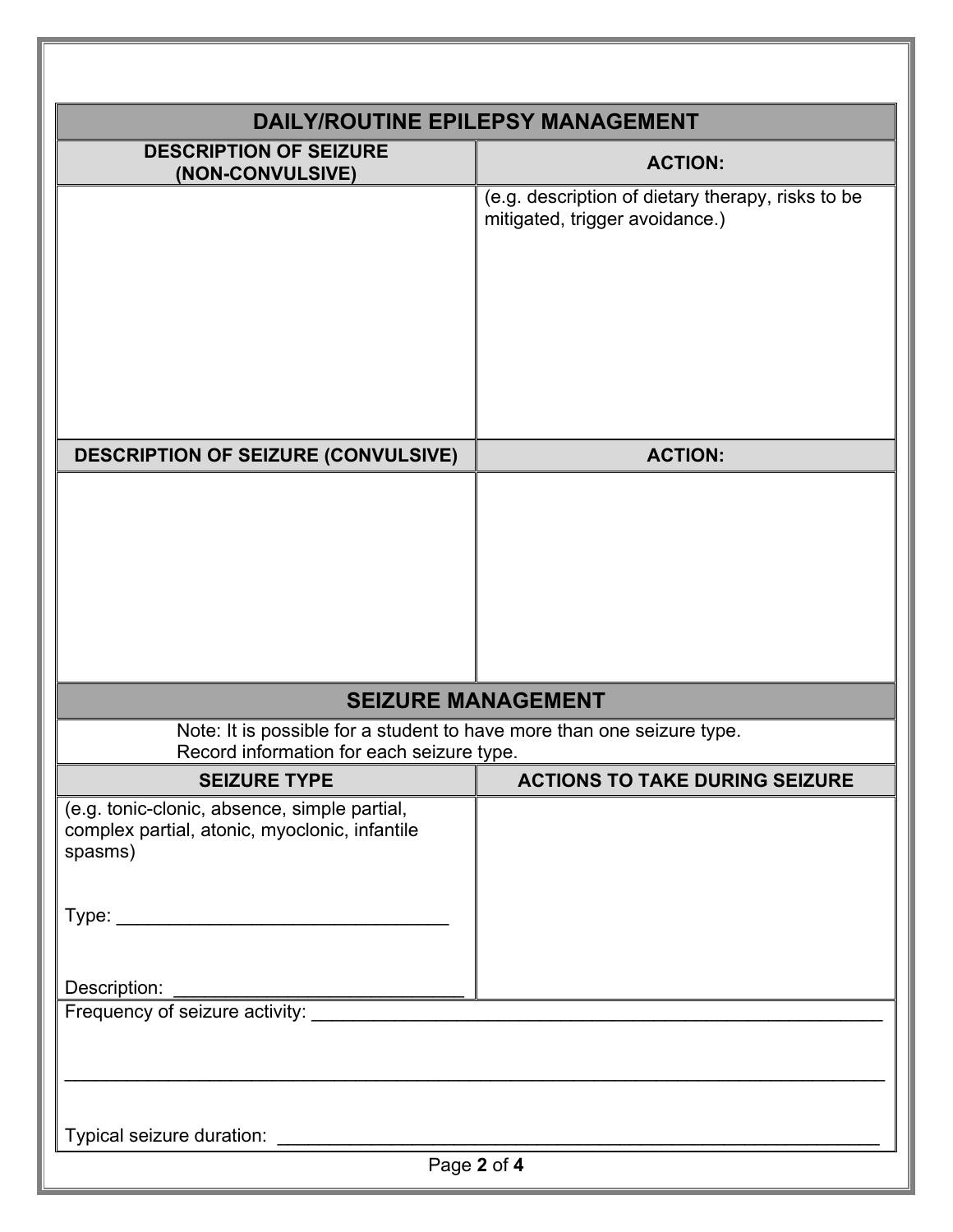## DAILY/ROUTINE EPILEPSY MANAGEMENT

| DESCRIPTION OF SEIZURE (NON-CONVULSIVE) | ACTION: |
| --- | --- |
| | (e.g. description of dietary therapy, risks to be mitigated, trigger avoidance.) |

| DESCRIPTION OF SEIZURE (CONVULSIVE) | ACTION: |
| --- | --- |
| | |

## SEIZURE MANAGEMENT

Note: It is possible for a student to have more than one seizure type. Record information for each seizure type.

| SEIZURE TYPE | ACTIONS TO TAKE DURING SEIZURE |
| --- | --- |
| (e.g. tonic-clonic, absence, simple partial, complex partial, atonic, myoclonic, infantile spasms)<br><br>Type: ________________________________<br><br>Description: ____________________________ | |

Frequency of seizure activity: ___________________________________________________________

_____________________________________________________________________________

Typical seizure duration: ___________________________________________________________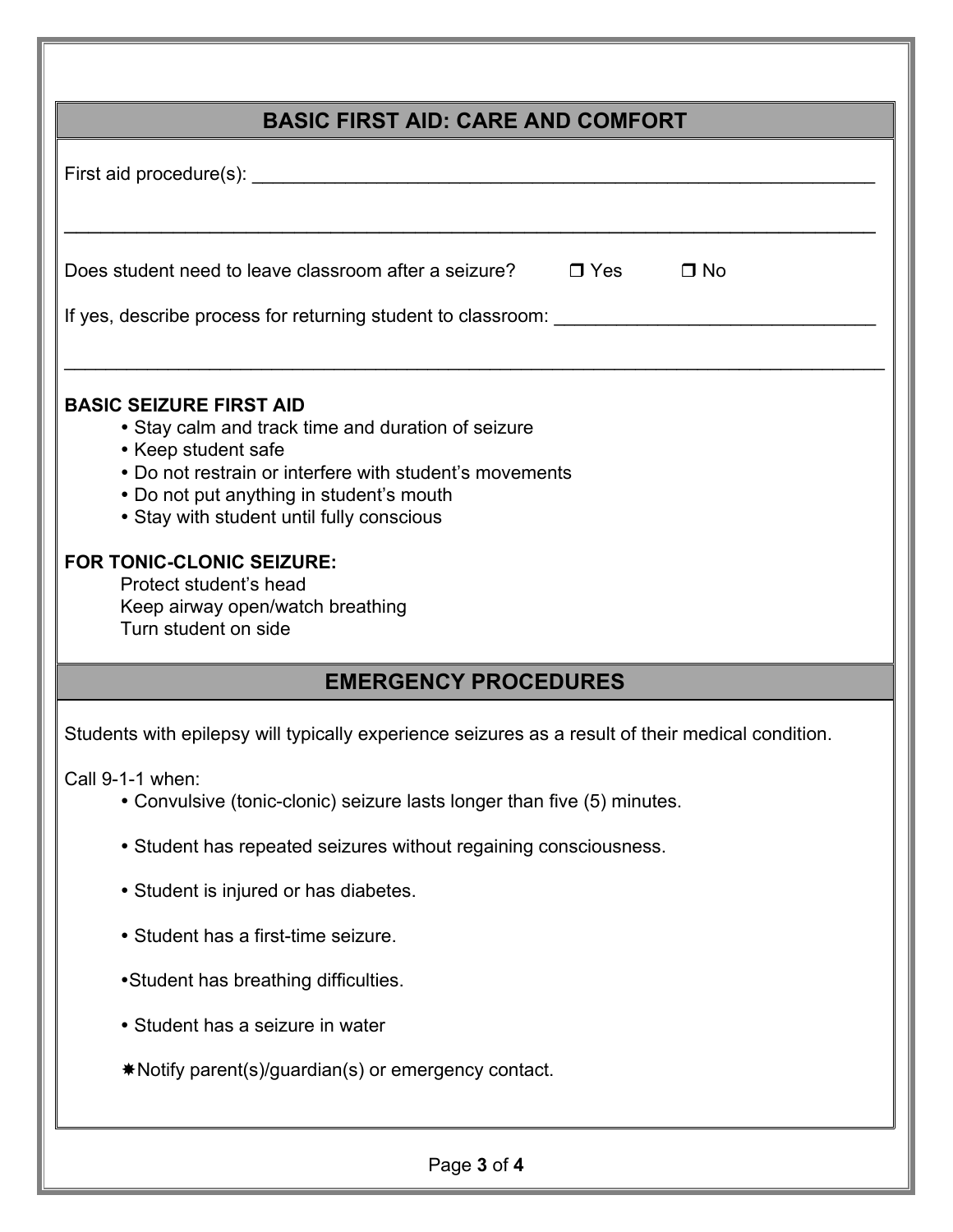## BASIC FIRST AID: CARE AND COMFORT

First aid procedure(s): ______________________________________________________________

______________________________________________________________________________

Does student need to leave classroom after a seizure? ☐ Yes ☐ No

If yes, describe process for returning student to classroom: ______________________________

______________________________________________________________________________

**BASIC SEIZURE FIRST AID**

- Stay calm and track time and duration of seizure
- Keep student safe
- Do not restrain or interfere with student's movements
- Do not put anything in student's mouth
- Stay with student until fully conscious

**FOR TONIC-CLONIC SEIZURE:**

Protect student's head
Keep airway open/watch breathing
Turn student on side

## EMERGENCY PROCEDURES

Students with epilepsy will typically experience seizures as a result of their medical condition.

Call 9-1-1 when:

- Convulsive (tonic-clonic) seizure lasts longer than five (5) minutes.
- Student has repeated seizures without regaining consciousness.
- Student is injured or has diabetes.
- Student has a first-time seizure.
- Student has breathing difficulties.
- Student has a seizure in water

✱Notify parent(s)/guardian(s) or emergency contact.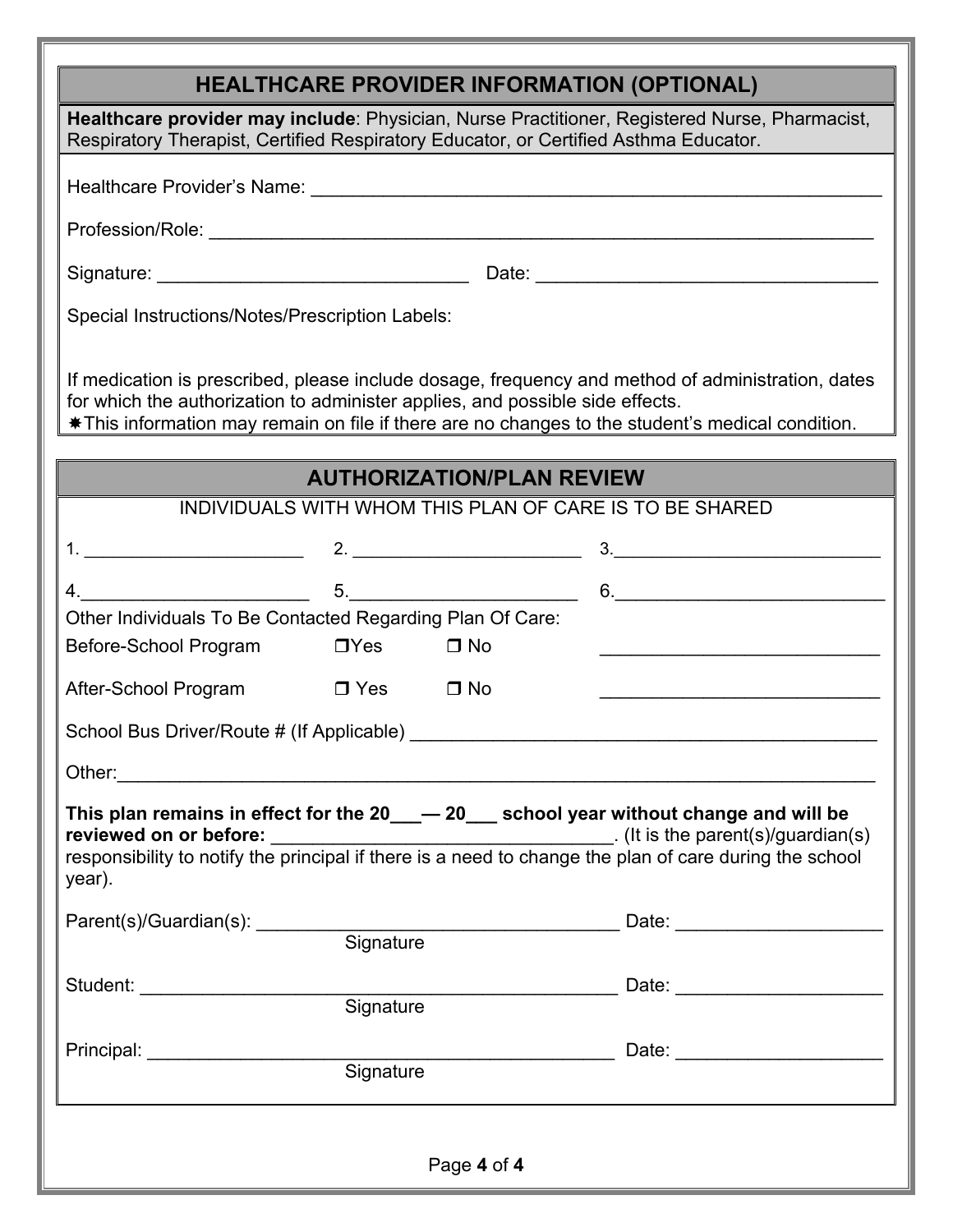## HEALTHCARE PROVIDER INFORMATION (OPTIONAL)

**Healthcare provider may include**: Physician, Nurse Practitioner, Registered Nurse, Pharmacist, Respiratory Therapist, Certified Respiratory Educator, or Certified Asthma Educator.

Healthcare Provider's Name: ___________________________________________________________

Profession/Role: _____________________________________________________________________

Signature: ______________________________ Date: _________________________________

Special Instructions/Notes/Prescription Labels:

If medication is prescribed, please include dosage, frequency and method of administration, dates for which the authorization to administer applies, and possible side effects.

✱This information may remain on file if there are no changes to the student's medical condition.

## AUTHORIZATION/PLAN REVIEW

INDIVIDUALS WITH WHOM THIS PLAN OF CARE IS TO BE SHARED

1. ______________________ 2. ______________________ 3. ___________________________

4. ______________________ 5. ______________________ 6. ___________________________

Other Individuals To Be Contacted Regarding Plan Of Care:

Before-School Program ❒ Yes ❒ No ___________________________

After-School Program ❒ Yes ❒ No ___________________________

School Bus Driver/Route # (If Applicable) _______________________________________________

Other: ___________________________________________________________________________

**This plan remains in effect for the 20___— 20___ school year without change and will be reviewed on or before:** __________________________________. (It is the parent(s)/guardian(s) responsibility to notify the principal if there is a need to change the plan of care during the school year).

Parent(s)/Guardian(s): ___________________________________ Date: ____________________
Signature

Student: _______________________________________________ Date: ____________________
Signature

Principal: ______________________________________________ Date: ____________________
Signature